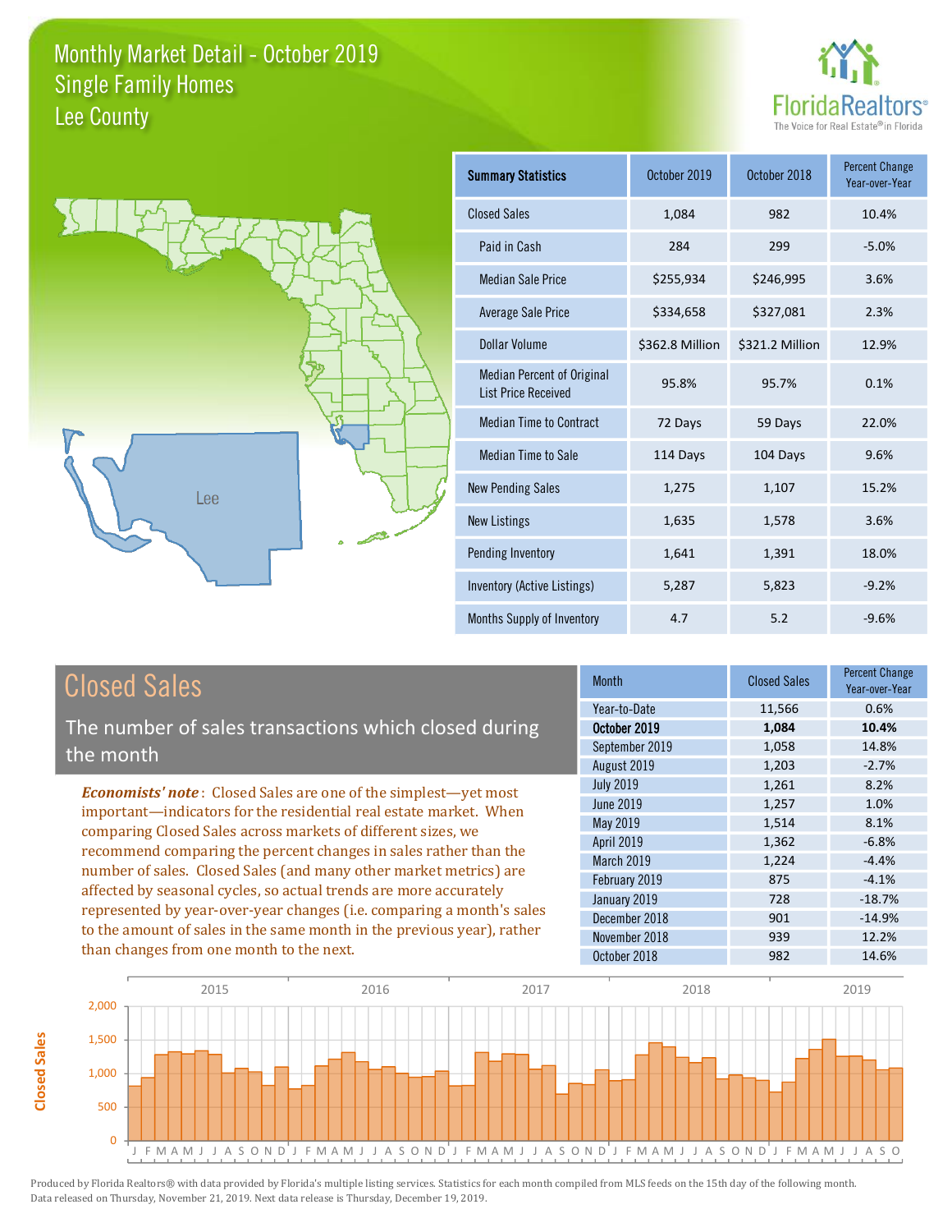# Monthly Market Detail - October 2019
## Single Family Homes
## Lee County

FloridaRealtors® The Voice for Real Estate® in Florida

| Summary Statistics | October 2019 | October 2018 | Percent Change Year-over-Year |
|---|---|---|---|
| Closed Sales | 1,084 | 982 | 10.4% |
| Paid in Cash | 284 | 299 | -5.0% |
| Median Sale Price | $255,934 | $246,995 | 3.6% |
| Average Sale Price | $334,658 | $327,081 | 2.3% |
| Dollar Volume | $362.8 Million | $321.2 Million | 12.9% |
| Median Percent of Original List Price Received | 95.8% | 95.7% | 0.1% |
| Median Time to Contract | 72 Days | 59 Days | 22.0% |
| Median Time to Sale | 114 Days | 104 Days | 9.6% |
| New Pending Sales | 1,275 | 1,107 | 15.2% |
| New Listings | 1,635 | 1,578 | 3.6% |
| Pending Inventory | 1,641 | 1,391 | 18.0% |
| Inventory (Active Listings) | 5,287 | 5,823 | -9.2% |
| Months Supply of Inventory | 4.7 | 5.2 | -9.6% |

## Closed Sales

The number of sales transactions which closed during the month

***Economists' note***: Closed Sales are one of the simplest—yet most important—indicators for the residential real estate market. When comparing Closed Sales across markets of different sizes, we recommend comparing the percent changes in sales rather than the number of sales. Closed Sales (and many other market metrics) are affected by seasonal cycles, so actual trends are more accurately represented by year-over-year changes (i.e. comparing a month's sales to the amount of sales in the same month in the previous year), rather than changes from one month to the next.

| Month | Closed Sales | Percent Change Year-over-Year |
|---|---|---|
| Year-to-Date | 11,566 | 0.6% |
| **October 2019** | **1,084** | **10.4%** |
| September 2019 | 1,058 | 14.8% |
| August 2019 | 1,203 | -2.7% |
| July 2019 | 1,261 | 8.2% |
| June 2019 | 1,257 | 1.0% |
| May 2019 | 1,514 | 8.1% |
| April 2019 | 1,362 | -6.8% |
| March 2019 | 1,224 | -4.4% |
| February 2019 | 875 | -4.1% |
| January 2019 | 728 | -18.7% |
| December 2018 | 901 | -14.9% |
| November 2018 | 939 | 12.2% |
| October 2018 | 982 | 14.6% |

Produced by Florida Realtors® with data provided by Florida's multiple listing services. Statistics for each month compiled from MLS feeds on the 15th day of the following month. Data released on Thursday, November 21, 2019. Next data release is Thursday, December 19, 2019.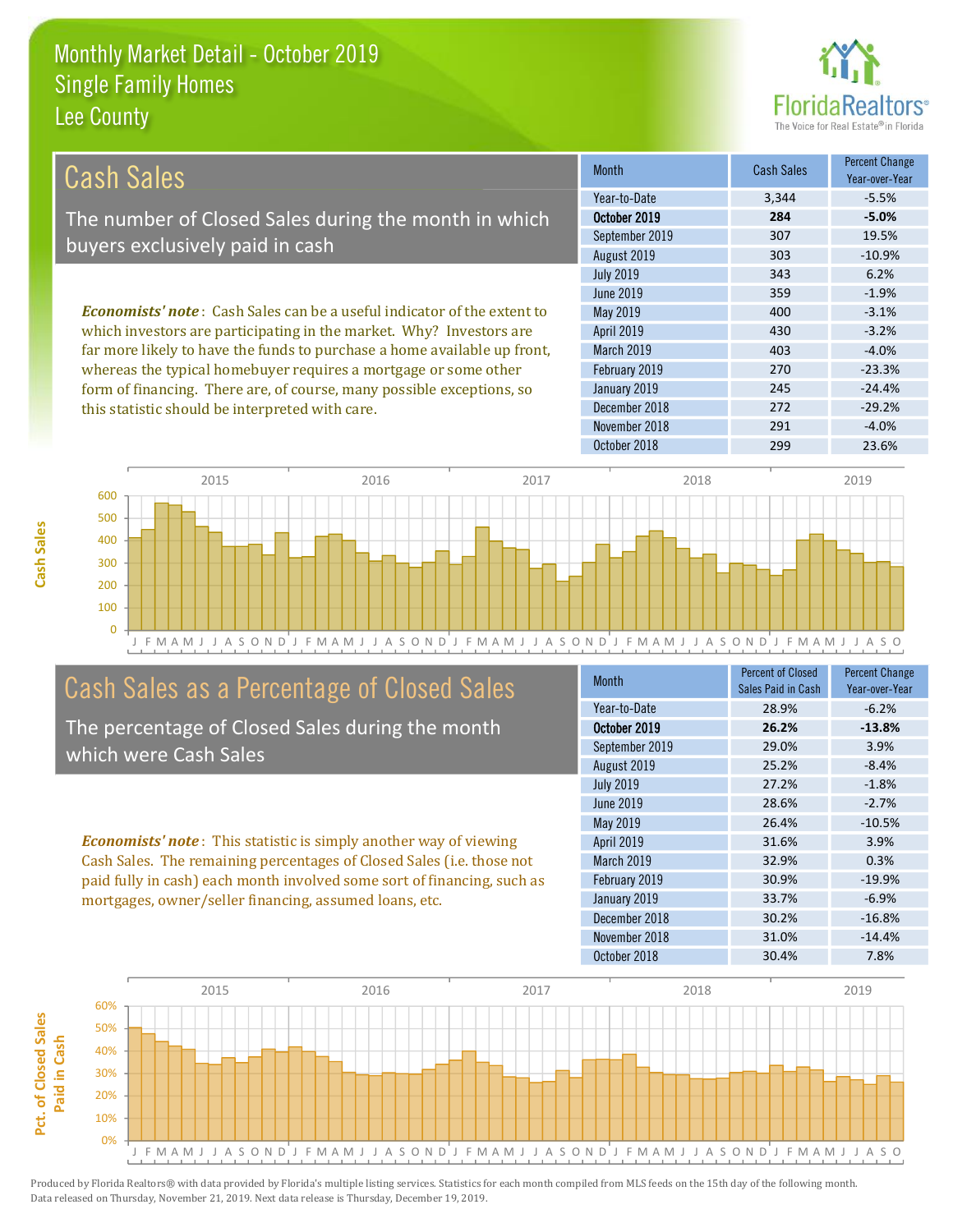# Monthly Market Detail - October 2019
## Single Family Homes
## Lee County

## Cash Sales

The number of Closed Sales during the month in which buyers exclusively paid in cash

*Economists' note*: Cash Sales can be a useful indicator of the extent to which investors are participating in the market. Why? Investors are far more likely to have the funds to purchase a home available up front, whereas the typical homebuyer requires a mortgage or some other form of financing. There are, of course, many possible exceptions, so this statistic should be interpreted with care.

| Month | Cash Sales | Percent Change Year-over-Year |
|---|---|---|
| Year-to-Date | 3,344 | -5.5% |
| **October 2019** | **284** | **-5.0%** |
| September 2019 | 307 | 19.5% |
| August 2019 | 303 | -10.9% |
| July 2019 | 343 | 6.2% |
| June 2019 | 359 | -1.9% |
| May 2019 | 400 | -3.1% |
| April 2019 | 430 | -3.2% |
| March 2019 | 403 | -4.0% |
| February 2019 | 270 | -23.3% |
| January 2019 | 245 | -24.4% |
| December 2018 | 272 | -29.2% |
| November 2018 | 291 | -4.0% |
| October 2018 | 299 | 23.6% |

## Cash Sales as a Percentage of Closed Sales

The percentage of Closed Sales during the month which were Cash Sales

*Economists' note*: This statistic is simply another way of viewing Cash Sales. The remaining percentages of Closed Sales (i.e. those not paid fully in cash) each month involved some sort of financing, such as mortgages, owner/seller financing, assumed loans, etc.

| Month | Percent of Closed Sales Paid in Cash | Percent Change Year-over-Year |
|---|---|---|
| Year-to-Date | 28.9% | -6.2% |
| **October 2019** | **26.2%** | **-13.8%** |
| September 2019 | 29.0% | 3.9% |
| August 2019 | 25.2% | -8.4% |
| July 2019 | 27.2% | -1.8% |
| June 2019 | 28.6% | -2.7% |
| May 2019 | 26.4% | -10.5% |
| April 2019 | 31.6% | 3.9% |
| March 2019 | 32.9% | 0.3% |
| February 2019 | 30.9% | -19.9% |
| January 2019 | 33.7% | -6.9% |
| December 2018 | 30.2% | -16.8% |
| November 2018 | 31.0% | -14.4% |
| October 2018 | 30.4% | 7.8% |

Produced by Florida Realtors® with data provided by Florida's multiple listing services. Statistics for each month compiled from MLS feeds on the 15th day of the following month. Data released on Thursday, November 21, 2019. Next data release is Thursday, December 19, 2019.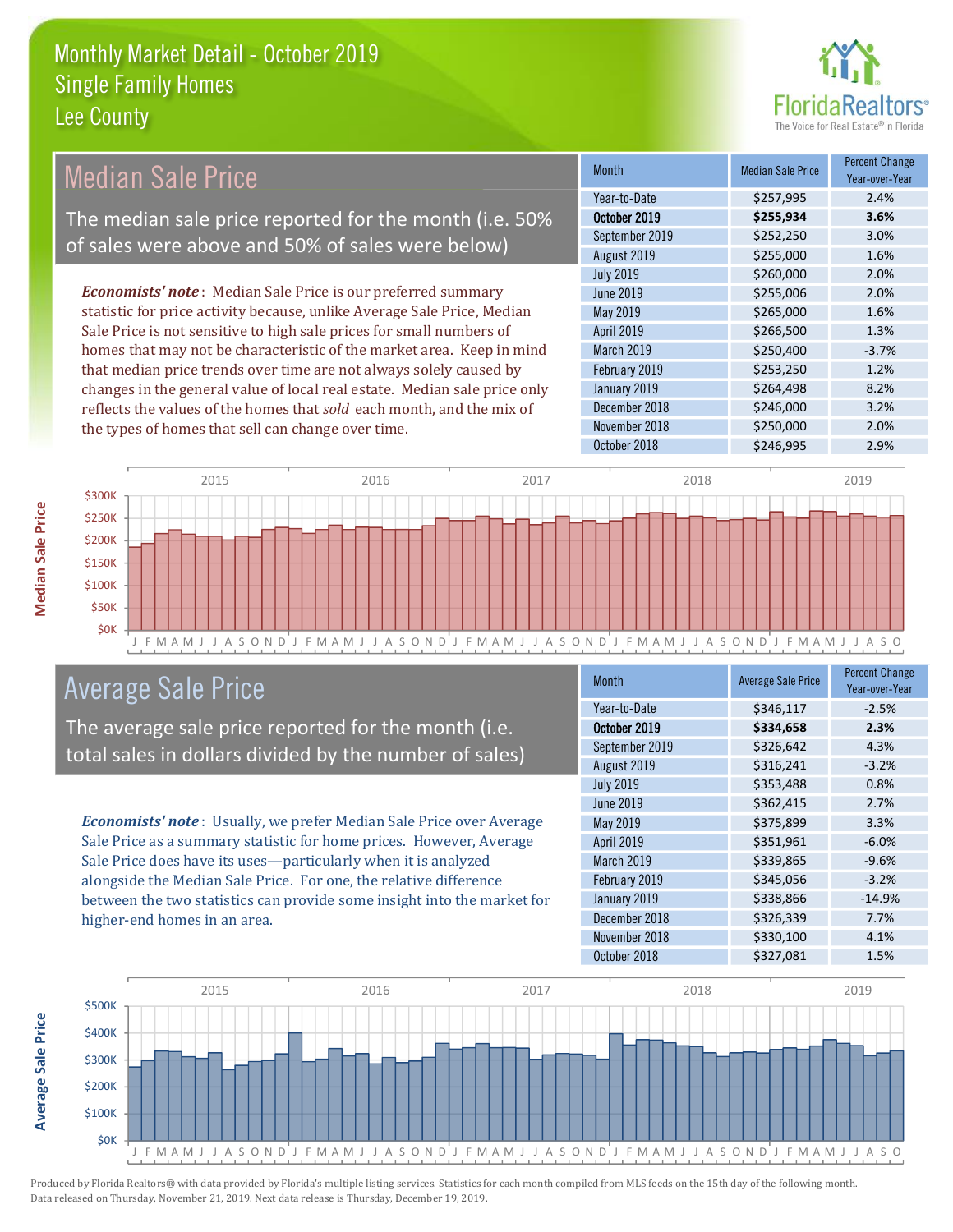# Monthly Market Detail - October 2019
## Single Family Homes
## Lee County

## Median Sale Price

The median sale price reported for the month (i.e. 50% of sales were above and 50% of sales were below)

*Economists' note*: Median Sale Price is our preferred summary statistic for price activity because, unlike Average Sale Price, Median Sale Price is not sensitive to high sale prices for small numbers of homes that may not be characteristic of the market area. Keep in mind that median price trends over time are not always solely caused by changes in the general value of local real estate. Median sale price only reflects the values of the homes that *sold* each month, and the mix of the types of homes that sell can change over time.

| Month | Median Sale Price | Percent Change Year-over-Year |
|---|---|---|
| Year-to-Date | $257,995 | 2.4% |
| **October 2019** | **$255,934** | **3.6%** |
| September 2019 | $252,250 | 3.0% |
| August 2019 | $255,000 | 1.6% |
| July 2019 | $260,000 | 2.0% |
| June 2019 | $255,006 | 2.0% |
| May 2019 | $265,000 | 1.6% |
| April 2019 | $266,500 | 1.3% |
| March 2019 | $250,400 | -3.7% |
| February 2019 | $253,250 | 1.2% |
| January 2019 | $264,498 | 8.2% |
| December 2018 | $246,000 | 3.2% |
| November 2018 | $250,000 | 2.0% |
| October 2018 | $246,995 | 2.9% |

## Average Sale Price

The average sale price reported for the month (i.e. total sales in dollars divided by the number of sales)

*Economists' note*: Usually, we prefer Median Sale Price over Average Sale Price as a summary statistic for home prices. However, Average Sale Price does have its uses—particularly when it is analyzed alongside the Median Sale Price. For one, the relative difference between the two statistics can provide some insight into the market for higher-end homes in an area.

| Month | Average Sale Price | Percent Change Year-over-Year |
|---|---|---|
| Year-to-Date | $346,117 | -2.5% |
| **October 2019** | **$334,658** | **2.3%** |
| September 2019 | $326,642 | 4.3% |
| August 2019 | $316,241 | -3.2% |
| July 2019 | $353,488 | 0.8% |
| June 2019 | $362,415 | 2.7% |
| May 2019 | $375,899 | 3.3% |
| April 2019 | $351,961 | -6.0% |
| March 2019 | $339,865 | -9.6% |
| February 2019 | $345,056 | -3.2% |
| January 2019 | $338,866 | -14.9% |
| December 2018 | $326,339 | 7.7% |
| November 2018 | $330,100 | 4.1% |
| October 2018 | $327,081 | 1.5% |

Produced by Florida Realtors® with data provided by Florida's multiple listing services. Statistics for each month compiled from MLS feeds on the 15th day of the following month. Data released on Thursday, November 21, 2019. Next data release is Thursday, December 19, 2019.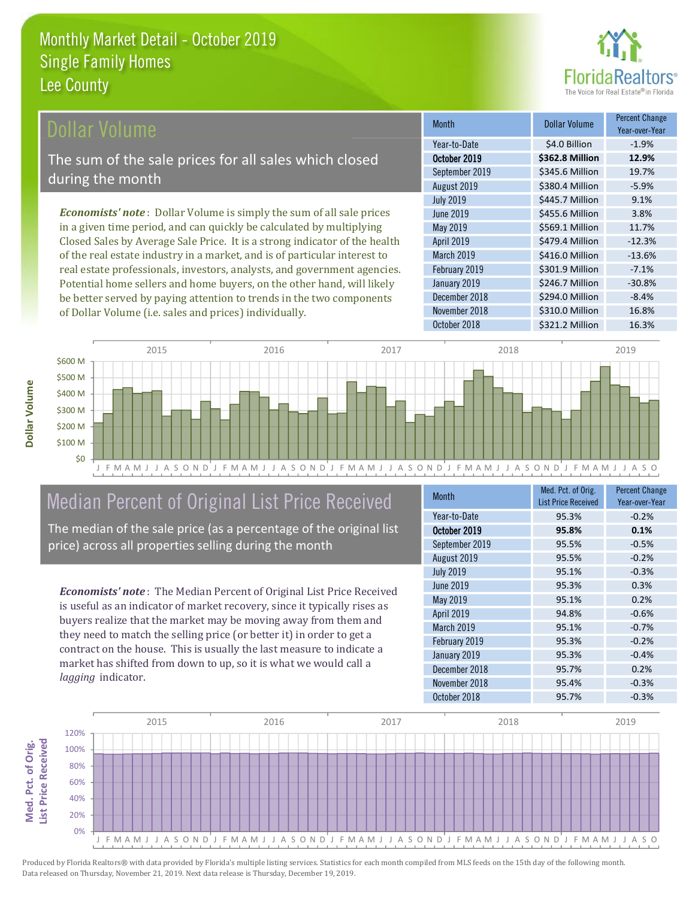# Monthly Market Detail - October 2019
## Single Family Homes
## Lee County

## Dollar Volume

The sum of the sale prices for all sales which closed during the month

***Economists' note***: Dollar Volume is simply the sum of all sale prices in a given time period, and can quickly be calculated by multiplying Closed Sales by Average Sale Price. It is a strong indicator of the health of the real estate industry in a market, and is of particular interest to real estate professionals, investors, analysts, and government agencies. Potential home sellers and home buyers, on the other hand, will likely be better served by paying attention to trends in the two components of Dollar Volume (i.e. sales and prices) individually.

| Month | Dollar Volume | Percent Change Year-over-Year |
|---|---|---|
| Year-to-Date | $4.0 Billion | -1.9% |
| **October 2019** | **$362.8 Million** | **12.9%** |
| September 2019 | $345.6 Million | 19.7% |
| August 2019 | $380.4 Million | -5.9% |
| July 2019 | $445.7 Million | 9.1% |
| June 2019 | $455.6 Million | 3.8% |
| May 2019 | $569.1 Million | 11.7% |
| April 2019 | $479.4 Million | -12.3% |
| March 2019 | $416.0 Million | -13.6% |
| February 2019 | $301.9 Million | -7.1% |
| January 2019 | $246.7 Million | -30.8% |
| December 2018 | $294.0 Million | -8.4% |
| November 2018 | $310.0 Million | 16.8% |
| October 2018 | $321.2 Million | 16.3% |

## Median Percent of Original List Price Received

The median of the sale price (as a percentage of the original list price) across all properties selling during the month

***Economists' note***: The Median Percent of Original List Price Received is useful as an indicator of market recovery, since it typically rises as buyers realize that the market may be moving away from them and they need to match the selling price (or better it) in order to get a contract on the house. This is usually the last measure to indicate a market has shifted from down to up, so it is what we would call a *lagging* indicator.

| Month | Med. Pct. of Orig. List Price Received | Percent Change Year-over-Year |
|---|---|---|
| Year-to-Date | 95.3% | -0.2% |
| **October 2019** | **95.8%** | **0.1%** |
| September 2019 | 95.5% | -0.5% |
| August 2019 | 95.5% | -0.2% |
| July 2019 | 95.1% | -0.3% |
| June 2019 | 95.3% | 0.3% |
| May 2019 | 95.1% | 0.2% |
| April 2019 | 94.8% | -0.6% |
| March 2019 | 95.1% | -0.7% |
| February 2019 | 95.3% | -0.2% |
| January 2019 | 95.3% | -0.4% |
| December 2018 | 95.7% | 0.2% |
| November 2018 | 95.4% | -0.3% |
| October 2018 | 95.7% | -0.3% |

Produced by Florida Realtors® with data provided by Florida's multiple listing services. Statistics for each month compiled from MLS feeds on the 15th day of the following month. Data released on Thursday, November 21, 2019. Next data release is Thursday, December 19, 2019.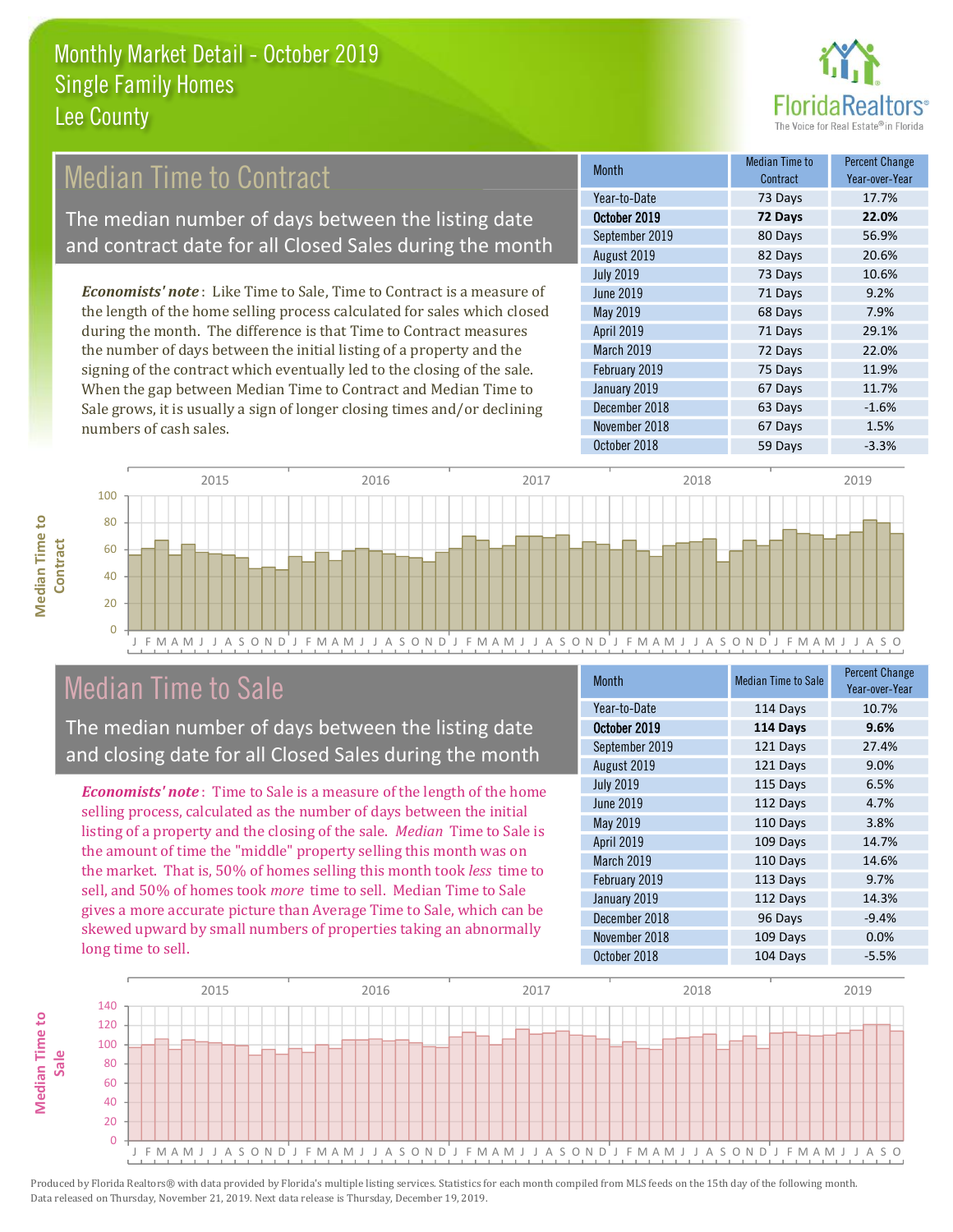# Monthly Market Detail - October 2019
## Single Family Homes
## Lee County

## Median Time to Contract

The median number of days between the listing date and contract date for all Closed Sales during the month

*Economists' note*: Like Time to Sale, Time to Contract is a measure of the length of the home selling process calculated for sales which closed during the month. The difference is that Time to Contract measures the number of days between the initial listing of a property and the signing of the contract which eventually led to the closing of the sale. When the gap between Median Time to Contract and Median Time to Sale grows, it is usually a sign of longer closing times and/or declining numbers of cash sales.

| Month | Median Time to Contract | Percent Change Year-over-Year |
|---|---|---|
| Year-to-Date | 73 Days | 17.7% |
| **October 2019** | **72 Days** | **22.0%** |
| September 2019 | 80 Days | 56.9% |
| August 2019 | 82 Days | 20.6% |
| July 2019 | 73 Days | 10.6% |
| June 2019 | 71 Days | 9.2% |
| May 2019 | 68 Days | 7.9% |
| April 2019 | 71 Days | 29.1% |
| March 2019 | 72 Days | 22.0% |
| February 2019 | 75 Days | 11.9% |
| January 2019 | 67 Days | 11.7% |
| December 2018 | 63 Days | -1.6% |
| November 2018 | 67 Days | 1.5% |
| October 2018 | 59 Days | -3.3% |

## Median Time to Sale

The median number of days between the listing date and closing date for all Closed Sales during the month

*Economists' note*: Time to Sale is a measure of the length of the home selling process, calculated as the number of days between the initial listing of a property and the closing of the sale. *Median* Time to Sale is the amount of time the "middle" property selling this month was on the market. That is, 50% of homes selling this month took *less* time to sell, and 50% of homes took *more* time to sell. Median Time to Sale gives a more accurate picture than Average Time to Sale, which can be skewed upward by small numbers of properties taking an abnormally long time to sell.

| Month | Median Time to Sale | Percent Change Year-over-Year |
|---|---|---|
| Year-to-Date | 114 Days | 10.7% |
| **October 2019** | **114 Days** | **9.6%** |
| September 2019 | 121 Days | 27.4% |
| August 2019 | 121 Days | 9.0% |
| July 2019 | 115 Days | 6.5% |
| June 2019 | 112 Days | 4.7% |
| May 2019 | 110 Days | 3.8% |
| April 2019 | 109 Days | 14.7% |
| March 2019 | 110 Days | 14.6% |
| February 2019 | 113 Days | 9.7% |
| January 2019 | 112 Days | 14.3% |
| December 2018 | 96 Days | -9.4% |
| November 2018 | 109 Days | 0.0% |
| October 2018 | 104 Days | -5.5% |

Produced by Florida Realtors® with data provided by Florida's multiple listing services. Statistics for each month compiled from MLS feeds on the 15th day of the following month. Data released on Thursday, November 21, 2019. Next data release is Thursday, December 19, 2019.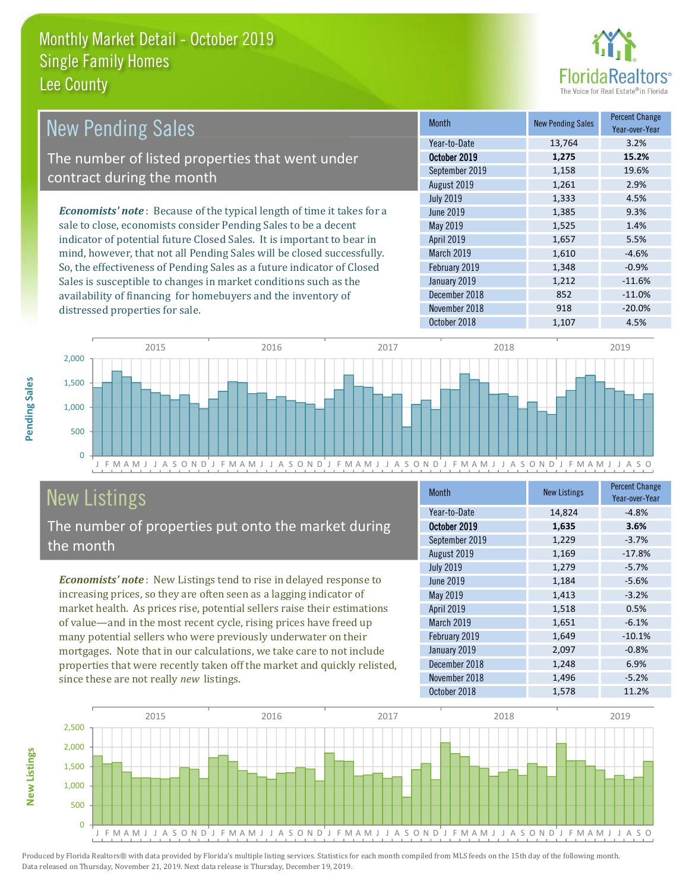# Monthly Market Detail - October 2019
## Single Family Homes
## Lee County

## New Pending Sales

The number of listed properties that went under contract during the month

*Economists' note*: Because of the typical length of time it takes for a sale to close, economists consider Pending Sales to be a decent indicator of potential future Closed Sales. It is important to bear in mind, however, that not all Pending Sales will be closed successfully. So, the effectiveness of Pending Sales as a future indicator of Closed Sales is susceptible to changes in market conditions such as the availability of financing for homebuyers and the inventory of distressed properties for sale.

| Month | New Pending Sales | Percent Change Year-over-Year |
|---|---|---|
| Year-to-Date | 13,764 | 3.2% |
| **October 2019** | **1,275** | **15.2%** |
| September 2019 | 1,158 | 19.6% |
| August 2019 | 1,261 | 2.9% |
| July 2019 | 1,333 | 4.5% |
| June 2019 | 1,385 | 9.3% |
| May 2019 | 1,525 | 1.4% |
| April 2019 | 1,657 | 5.5% |
| March 2019 | 1,610 | -4.6% |
| February 2019 | 1,348 | -0.9% |
| January 2019 | 1,212 | -11.6% |
| December 2018 | 852 | -11.0% |
| November 2018 | 918 | -20.0% |
| October 2018 | 1,107 | 4.5% |

## New Listings

The number of properties put onto the market during the month

*Economists' note*: New Listings tend to rise in delayed response to increasing prices, so they are often seen as a lagging indicator of market health. As prices rise, potential sellers raise their estimations of value—and in the most recent cycle, rising prices have freed up many potential sellers who were previously underwater on their mortgages. Note that in our calculations, we take care to not include properties that were recently taken off the market and quickly relisted, since these are not really *new* listings.

| Month | New Listings | Percent Change Year-over-Year |
|---|---|---|
| Year-to-Date | 14,824 | -4.8% |
| **October 2019** | **1,635** | **3.6%** |
| September 2019 | 1,229 | -3.7% |
| August 2019 | 1,169 | -17.8% |
| July 2019 | 1,279 | -5.7% |
| June 2019 | 1,184 | -5.6% |
| May 2019 | 1,413 | -3.2% |
| April 2019 | 1,518 | 0.5% |
| March 2019 | 1,651 | -6.1% |
| February 2019 | 1,649 | -10.1% |
| January 2019 | 2,097 | -0.8% |
| December 2018 | 1,248 | 6.9% |
| November 2018 | 1,496 | -5.2% |
| October 2018 | 1,578 | 11.2% |

Produced by Florida Realtors® with data provided by Florida's multiple listing services. Statistics for each month compiled from MLS feeds on the 15th day of the following month. Data released on Thursday, November 21, 2019. Next data release is Thursday, December 19, 2019.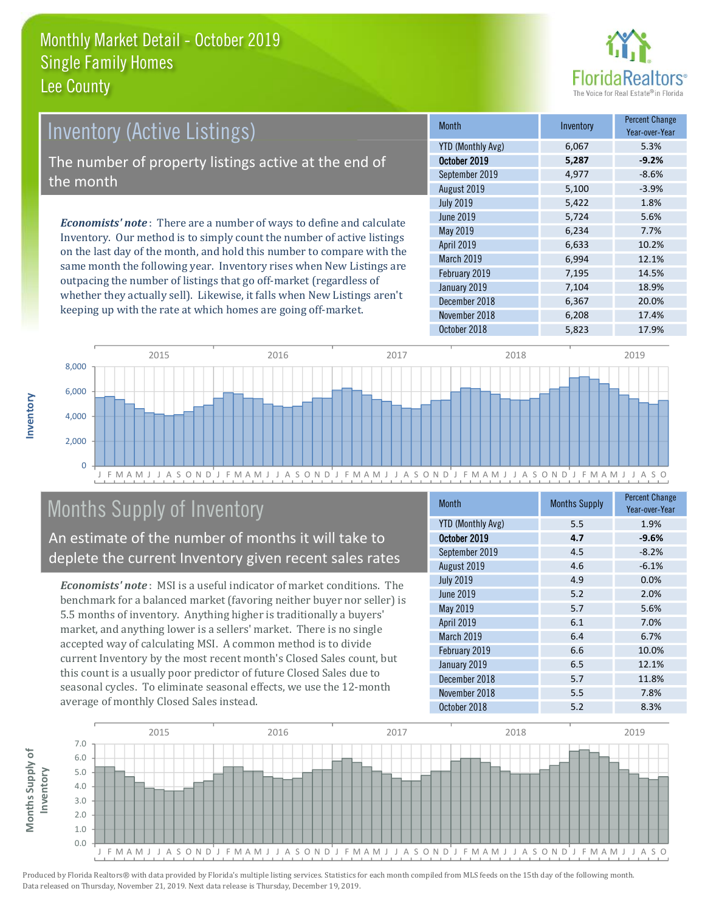# Monthly Market Detail - October 2019
## Single Family Homes
## Lee County

## Inventory (Active Listings)

The number of property listings active at the end of the month

***Economists' note***: There are a number of ways to define and calculate Inventory. Our method is to simply count the number of active listings on the last day of the month, and hold this number to compare with the same month the following year. Inventory rises when New Listings are outpacing the number of listings that go off-market (regardless of whether they actually sell). Likewise, it falls when New Listings aren't keeping up with the rate at which homes are going off-market.

| Month | Inventory | Percent Change Year-over-Year |
|---|---|---|
| YTD (Monthly Avg) | 6,067 | 5.3% |
| **October 2019** | **5,287** | **-9.2%** |
| September 2019 | 4,977 | -8.6% |
| August 2019 | 5,100 | -3.9% |
| July 2019 | 5,422 | 1.8% |
| June 2019 | 5,724 | 5.6% |
| May 2019 | 6,234 | 7.7% |
| April 2019 | 6,633 | 10.2% |
| March 2019 | 6,994 | 12.1% |
| February 2019 | 7,195 | 14.5% |
| January 2019 | 7,104 | 18.9% |
| December 2018 | 6,367 | 20.0% |
| November 2018 | 6,208 | 17.4% |
| October 2018 | 5,823 | 17.9% |

## Months Supply of Inventory

An estimate of the number of months it will take to deplete the current Inventory given recent sales rates

***Economists' note***: MSI is a useful indicator of market conditions. The benchmark for a balanced market (favoring neither buyer nor seller) is 5.5 months of inventory. Anything higher is traditionally a buyers' market, and anything lower is a sellers' market. There is no single accepted way of calculating MSI. A common method is to divide current Inventory by the most recent month's Closed Sales count, but this count is a usually poor predictor of future Closed Sales due to seasonal cycles. To eliminate seasonal effects, we use the 12-month average of monthly Closed Sales instead.

| Month | Months Supply | Percent Change Year-over-Year |
|---|---|---|
| YTD (Monthly Avg) | 5.5 | 1.9% |
| **October 2019** | **4.7** | **-9.6%** |
| September 2019 | 4.5 | -8.2% |
| August 2019 | 4.6 | -6.1% |
| July 2019 | 4.9 | 0.0% |
| June 2019 | 5.2 | 2.0% |
| May 2019 | 5.7 | 5.6% |
| April 2019 | 6.1 | 7.0% |
| March 2019 | 6.4 | 6.7% |
| February 2019 | 6.6 | 10.0% |
| January 2019 | 6.5 | 12.1% |
| December 2018 | 5.7 | 11.8% |
| November 2018 | 5.5 | 7.8% |
| October 2018 | 5.2 | 8.3% |

Produced by Florida Realtors® with data provided by Florida's multiple listing services. Statistics for each month compiled from MLS feeds on the 15th day of the following month. Data released on Thursday, November 21, 2019. Next data release is Thursday, December 19, 2019.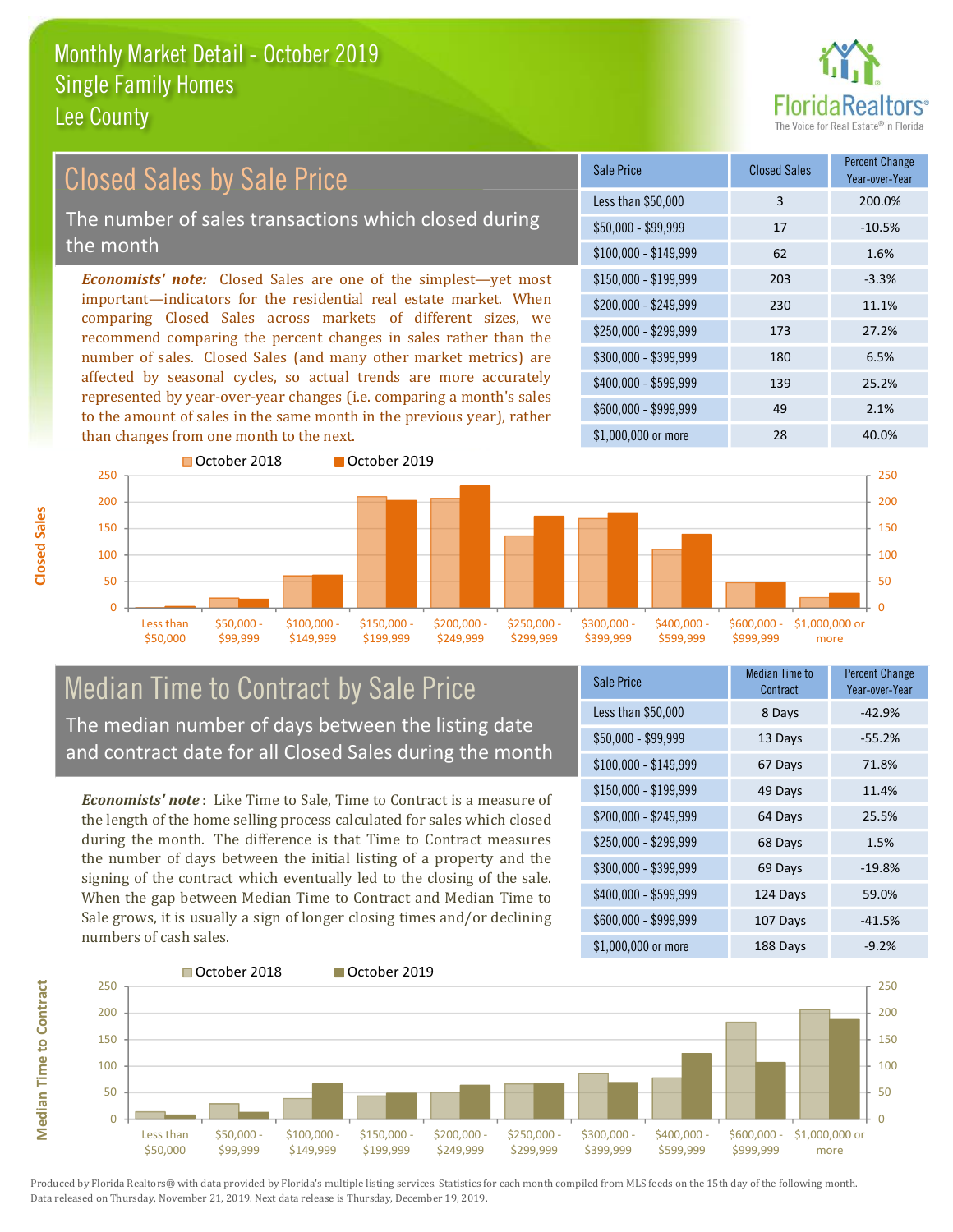# Monthly Market Detail - October 2019
## Single Family Homes
## Lee County

## Closed Sales by Sale Price

The number of sales transactions which closed during the month

***Economists' note:*** Closed Sales are one of the simplest—yet most important—indicators for the residential real estate market. When comparing Closed Sales across markets of different sizes, we recommend comparing the percent changes in sales rather than the number of sales. Closed Sales (and many other market metrics) are affected by seasonal cycles, so actual trends are more accurately represented by year-over-year changes (i.e. comparing a month's sales to the amount of sales in the same month in the previous year), rather than changes from one month to the next.

| Sale Price | Closed Sales | Percent Change Year-over-Year |
|---|---|---|
| Less than $50,000 | 3 | 200.0% |
| $50,000 - $99,999 | 17 | -10.5% |
| $100,000 - $149,999 | 62 | 1.6% |
| $150,000 - $199,999 | 203 | -3.3% |
| $200,000 - $249,999 | 230 | 11.1% |
| $250,000 - $299,999 | 173 | 27.2% |
| $300,000 - $399,999 | 180 | 6.5% |
| $400,000 - $599,999 | 139 | 25.2% |
| $600,000 - $999,999 | 49 | 2.1% |
| $1,000,000 or more | 28 | 40.0% |

## Median Time to Contract by Sale Price

The median number of days between the listing date and contract date for all Closed Sales during the month

***Economists' note*** : Like Time to Sale, Time to Contract is a measure of the length of the home selling process calculated for sales which closed during the month. The difference is that Time to Contract measures the number of days between the initial listing of a property and the signing of the contract which eventually led to the closing of the sale. When the gap between Median Time to Contract and Median Time to Sale grows, it is usually a sign of longer closing times and/or declining numbers of cash sales.

| Sale Price | Median Time to Contract | Percent Change Year-over-Year |
|---|---|---|
| Less than $50,000 | 8 Days | -42.9% |
| $50,000 - $99,999 | 13 Days | -55.2% |
| $100,000 - $149,999 | 67 Days | 71.8% |
| $150,000 - $199,999 | 49 Days | 11.4% |
| $200,000 - $249,999 | 64 Days | 25.5% |
| $250,000 - $299,999 | 68 Days | 1.5% |
| $300,000 - $399,999 | 69 Days | -19.8% |
| $400,000 - $599,999 | 124 Days | 59.0% |
| $600,000 - $999,999 | 107 Days | -41.5% |
| $1,000,000 or more | 188 Days | -9.2% |

Produced by Florida Realtors® with data provided by Florida's multiple listing services. Statistics for each month compiled from MLS feeds on the 15th day of the following month. Data released on Thursday, November 21, 2019. Next data release is Thursday, December 19, 2019.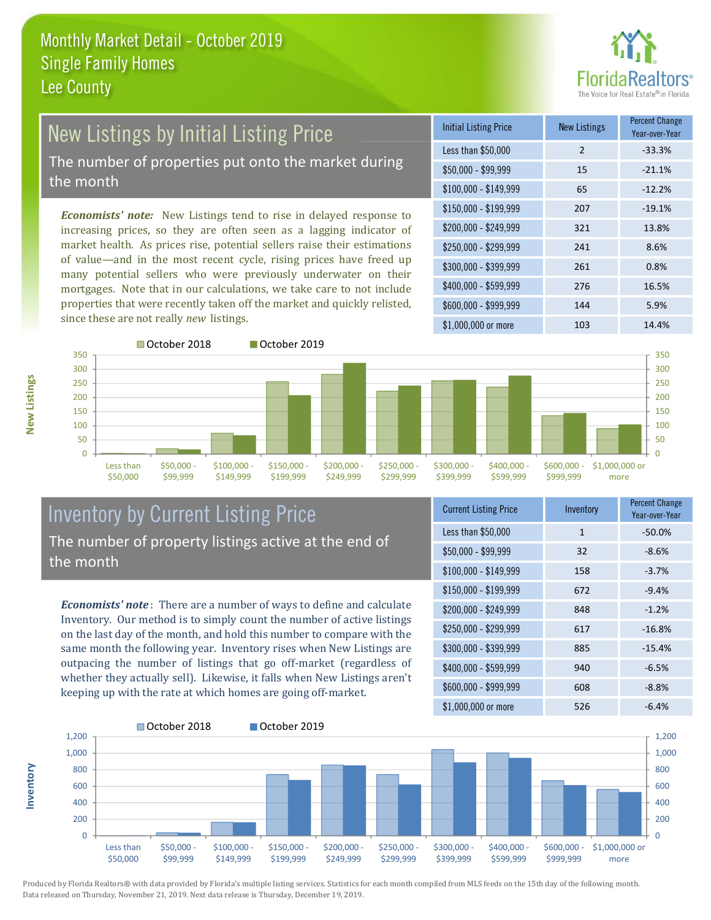# Monthly Market Detail - October 2019
## Single Family Homes
## Lee County

## New Listings by Initial Listing Price

The number of properties put onto the market during the month

*Economists' note:* New Listings tend to rise in delayed response to increasing prices, so they are often seen as a lagging indicator of market health. As prices rise, potential sellers raise their estimations of value—and in the most recent cycle, rising prices have freed up many potential sellers who were previously underwater on their mortgages. Note that in our calculations, we take care to not include properties that were recently taken off the market and quickly relisted, since these are not really *new* listings.

| Initial Listing Price | New Listings | Percent Change Year-over-Year |
|---|---|---|
| Less than $50,000 | 2 | -33.3% |
| $50,000 - $99,999 | 15 | -21.1% |
| $100,000 - $149,999 | 65 | -12.2% |
| $150,000 - $199,999 | 207 | -19.1% |
| $200,000 - $249,999 | 321 | 13.8% |
| $250,000 - $299,999 | 241 | 8.6% |
| $300,000 - $399,999 | 261 | 0.8% |
| $400,000 - $599,999 | 276 | 16.5% |
| $600,000 - $999,999 | 144 | 5.9% |
| $1,000,000 or more | 103 | 14.4% |

## Inventory by Current Listing Price

The number of property listings active at the end of the month

***Economists' note***: There are a number of ways to define and calculate Inventory. Our method is to simply count the number of active listings on the last day of the month, and hold this number to compare with the same month the following year. Inventory rises when New Listings are outpacing the number of listings that go off-market (regardless of whether they actually sell). Likewise, it falls when New Listings aren't keeping up with the rate at which homes are going off-market.

| Current Listing Price | Inventory | Percent Change Year-over-Year |
|---|---|---|
| Less than $50,000 | 1 | -50.0% |
| $50,000 - $99,999 | 32 | -8.6% |
| $100,000 - $149,999 | 158 | -3.7% |
| $150,000 - $199,999 | 672 | -9.4% |
| $200,000 - $249,999 | 848 | -1.2% |
| $250,000 - $299,999 | 617 | -16.8% |
| $300,000 - $399,999 | 885 | -15.4% |
| $400,000 - $599,999 | 940 | -6.5% |
| $600,000 - $999,999 | 608 | -8.8% |
| $1,000,000 or more | 526 | -6.4% |

Produced by Florida Realtors® with data provided by Florida's multiple listing services. Statistics for each month compiled from MLS feeds on the 15th day of the following month. Data released on Thursday, November 21, 2019. Next data release is Thursday, December 19, 2019.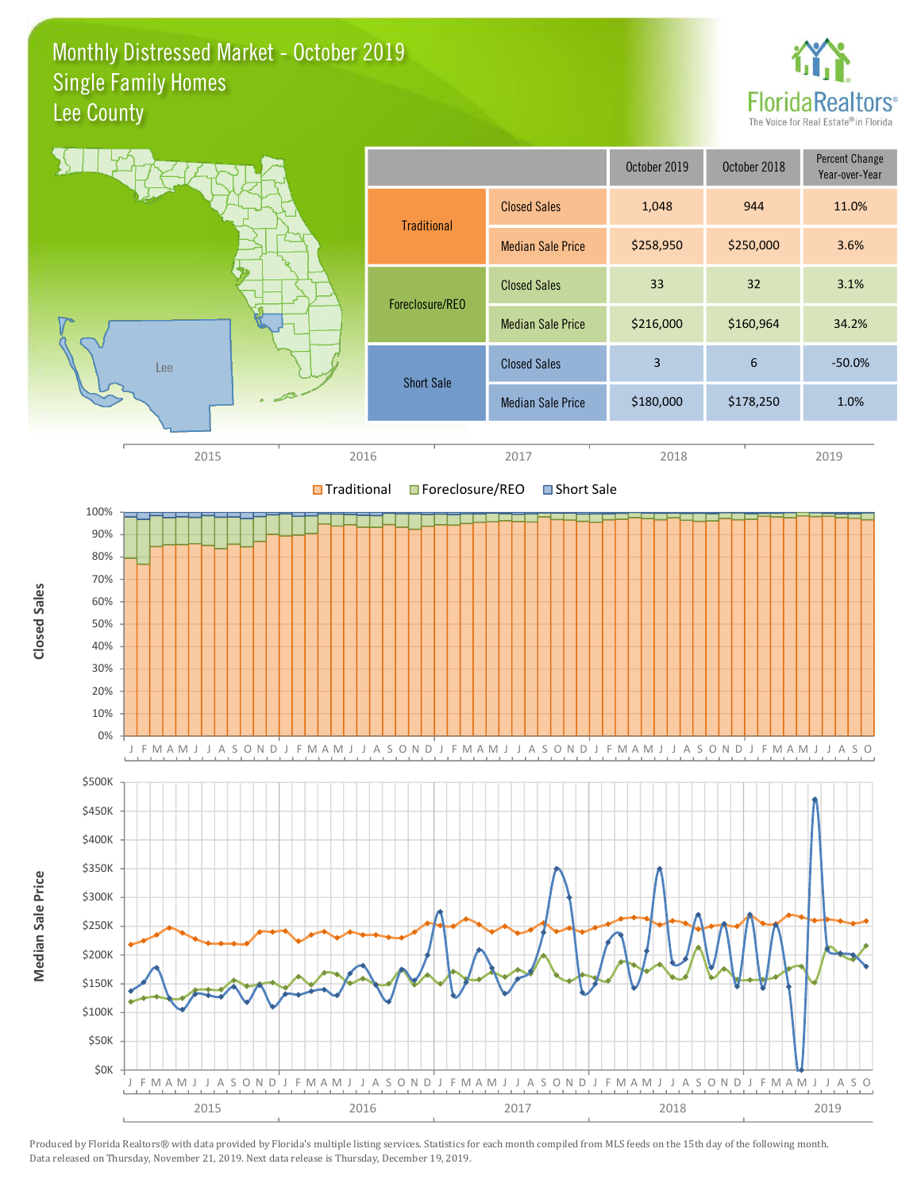# Monthly Distressed Market - October 2019
## Single Family Homes
## Lee County

| | | October 2019 | October 2018 | Percent Change Year-over-Year |
|---|---|---|---|---|
| Traditional | Closed Sales | 1,048 | 944 | 11.0% |
| | Median Sale Price | $258,950 | $250,000 | 3.6% |
| Foreclosure/REO | Closed Sales | 33 | 32 | 3.1% |
| | Median Sale Price | $216,000 | $160,964 | 34.2% |
| Short Sale | Closed Sales | 3 | 6 | -50.0% |
| | Median Sale Price | $180,000 | $178,250 | 1.0% |

Produced by Florida Realtors® with data provided by Florida's multiple listing services. Statistics for each month compiled from MLS feeds on the 15th day of the following month. Data released on Thursday, November 21, 2019. Next data release is Thursday, December 19, 2019.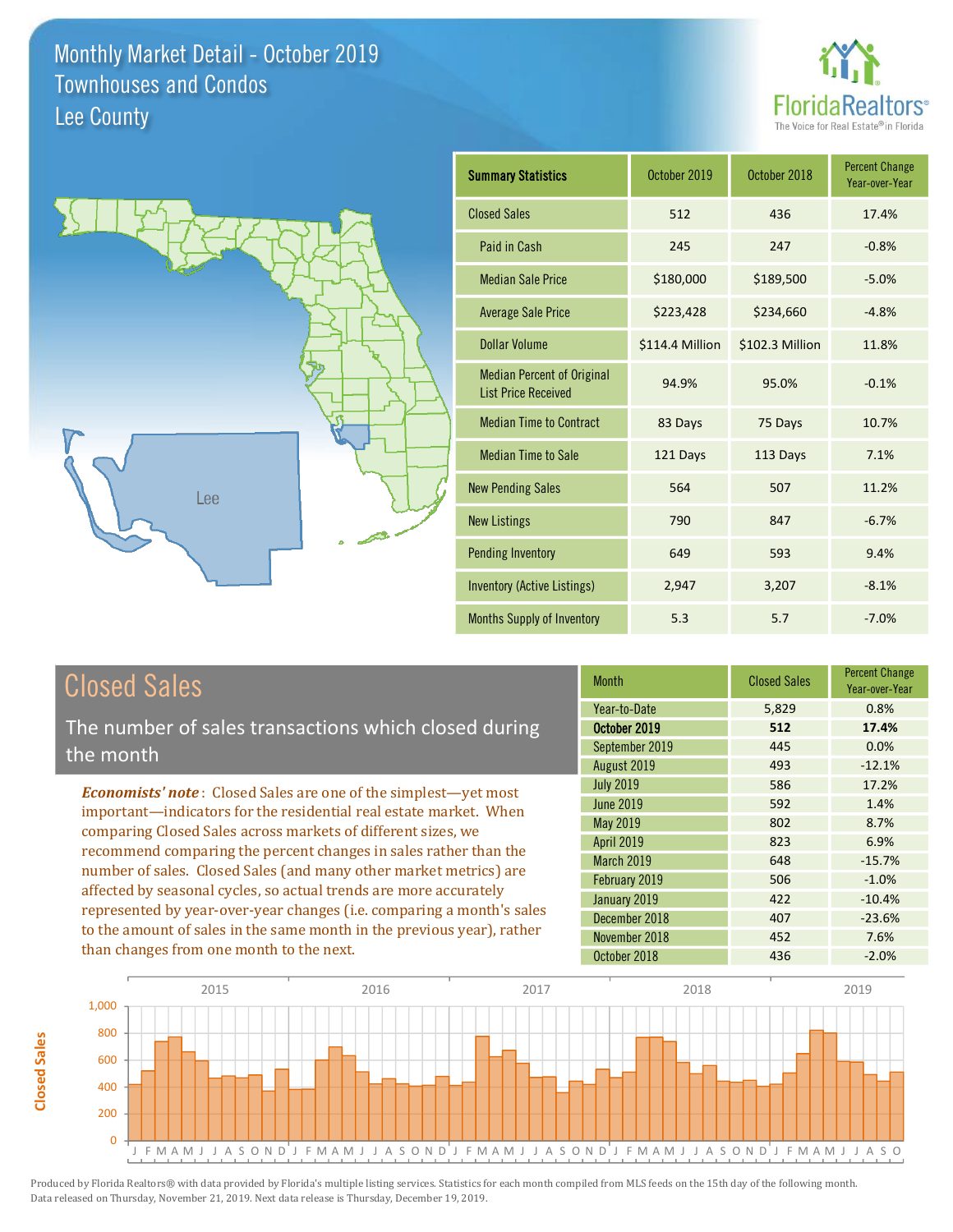# Monthly Market Detail - October 2019
## Townhouses and Condos
## Lee County

FloridaRealtors® The Voice for Real Estate® in Florida

| Summary Statistics | October 2019 | October 2018 | Percent Change Year-over-Year |
|---|---|---|---|
| Closed Sales | 512 | 436 | 17.4% |
| Paid in Cash | 245 | 247 | -0.8% |
| Median Sale Price | $180,000 | $189,500 | -5.0% |
| Average Sale Price | $223,428 | $234,660 | -4.8% |
| Dollar Volume | $114.4 Million | $102.3 Million | 11.8% |
| Median Percent of Original List Price Received | 94.9% | 95.0% | -0.1% |
| Median Time to Contract | 83 Days | 75 Days | 10.7% |
| Median Time to Sale | 121 Days | 113 Days | 7.1% |
| New Pending Sales | 564 | 507 | 11.2% |
| New Listings | 790 | 847 | -6.7% |
| Pending Inventory | 649 | 593 | 9.4% |
| Inventory (Active Listings) | 2,947 | 3,207 | -8.1% |
| Months Supply of Inventory | 5.3 | 5.7 | -7.0% |

## Closed Sales

The number of sales transactions which closed during the month

*Economists' note*: Closed Sales are one of the simplest—yet most important—indicators for the residential real estate market. When comparing Closed Sales across markets of different sizes, we recommend comparing the percent changes in sales rather than the number of sales. Closed Sales (and many other market metrics) are affected by seasonal cycles, so actual trends are more accurately represented by year-over-year changes (i.e. comparing a month's sales to the amount of sales in the same month in the previous year), rather than changes from one month to the next.

| Month | Closed Sales | Percent Change Year-over-Year |
|---|---|---|
| Year-to-Date | 5,829 | 0.8% |
| **October 2019** | **512** | **17.4%** |
| September 2019 | 445 | 0.0% |
| August 2019 | 493 | -12.1% |
| July 2019 | 586 | 17.2% |
| June 2019 | 592 | 1.4% |
| May 2019 | 802 | 8.7% |
| April 2019 | 823 | 6.9% |
| March 2019 | 648 | -15.7% |
| February 2019 | 506 | -1.0% |
| January 2019 | 422 | -10.4% |
| December 2018 | 407 | -23.6% |
| November 2018 | 452 | 7.6% |
| October 2018 | 436 | -2.0% |

Produced by Florida Realtors® with data provided by Florida's multiple listing services. Statistics for each month compiled from MLS feeds on the 15th day of the following month. Data released on Thursday, November 21, 2019. Next data release is Thursday, December 19, 2019.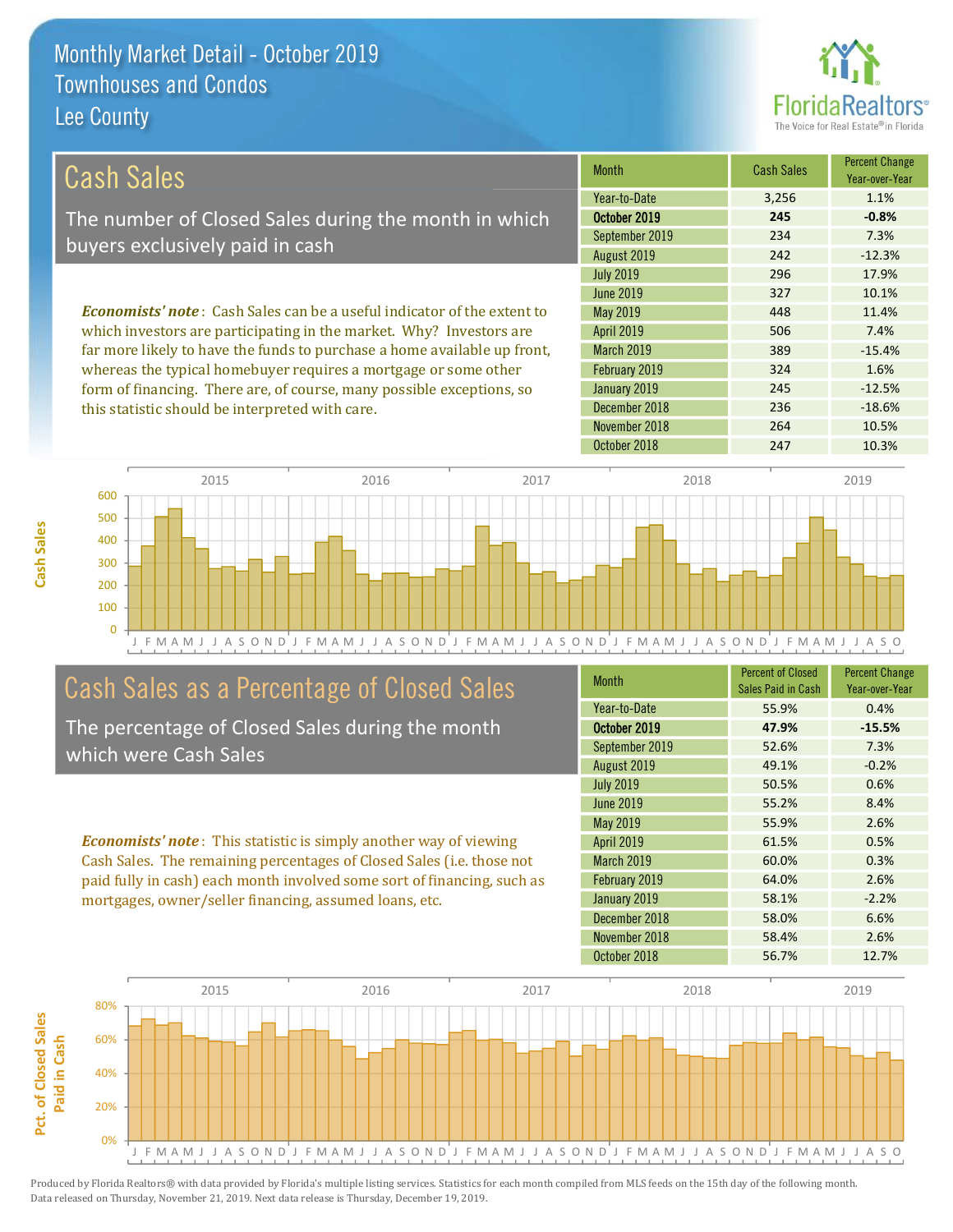# Monthly Market Detail - October 2019
## Townhouses and Condos
## Lee County

## Cash Sales

The number of Closed Sales during the month in which buyers exclusively paid in cash

*Economists' note*: Cash Sales can be a useful indicator of the extent to which investors are participating in the market. Why? Investors are far more likely to have the funds to purchase a home available up front, whereas the typical homebuyer requires a mortgage or some other form of financing. There are, of course, many possible exceptions, so this statistic should be interpreted with care.

| Month | Cash Sales | Percent Change Year-over-Year |
|---|---|---|
| Year-to-Date | 3,256 | 1.1% |
| **October 2019** | **245** | **-0.8%** |
| September 2019 | 234 | 7.3% |
| August 2019 | 242 | -12.3% |
| July 2019 | 296 | 17.9% |
| June 2019 | 327 | 10.1% |
| May 2019 | 448 | 11.4% |
| April 2019 | 506 | 7.4% |
| March 2019 | 389 | -15.4% |
| February 2019 | 324 | 1.6% |
| January 2019 | 245 | -12.5% |
| December 2018 | 236 | -18.6% |
| November 2018 | 264 | 10.5% |
| October 2018 | 247 | 10.3% |

## Cash Sales as a Percentage of Closed Sales

The percentage of Closed Sales during the month which were Cash Sales

*Economists' note*: This statistic is simply another way of viewing Cash Sales. The remaining percentages of Closed Sales (i.e. those not paid fully in cash) each month involved some sort of financing, such as mortgages, owner/seller financing, assumed loans, etc.

| Month | Percent of Closed Sales Paid in Cash | Percent Change Year-over-Year |
|---|---|---|
| Year-to-Date | 55.9% | 0.4% |
| **October 2019** | **47.9%** | **-15.5%** |
| September 2019 | 52.6% | 7.3% |
| August 2019 | 49.1% | -0.2% |
| July 2019 | 50.5% | 0.6% |
| June 2019 | 55.2% | 8.4% |
| May 2019 | 55.9% | 2.6% |
| April 2019 | 61.5% | 0.5% |
| March 2019 | 60.0% | 0.3% |
| February 2019 | 64.0% | 2.6% |
| January 2019 | 58.1% | -2.2% |
| December 2018 | 58.0% | 6.6% |
| November 2018 | 58.4% | 2.6% |
| October 2018 | 56.7% | 12.7% |

Produced by Florida Realtors® with data provided by Florida's multiple listing services. Statistics for each month compiled from MLS feeds on the 15th day of the following month. Data released on Thursday, November 21, 2019. Next data release is Thursday, December 19, 2019.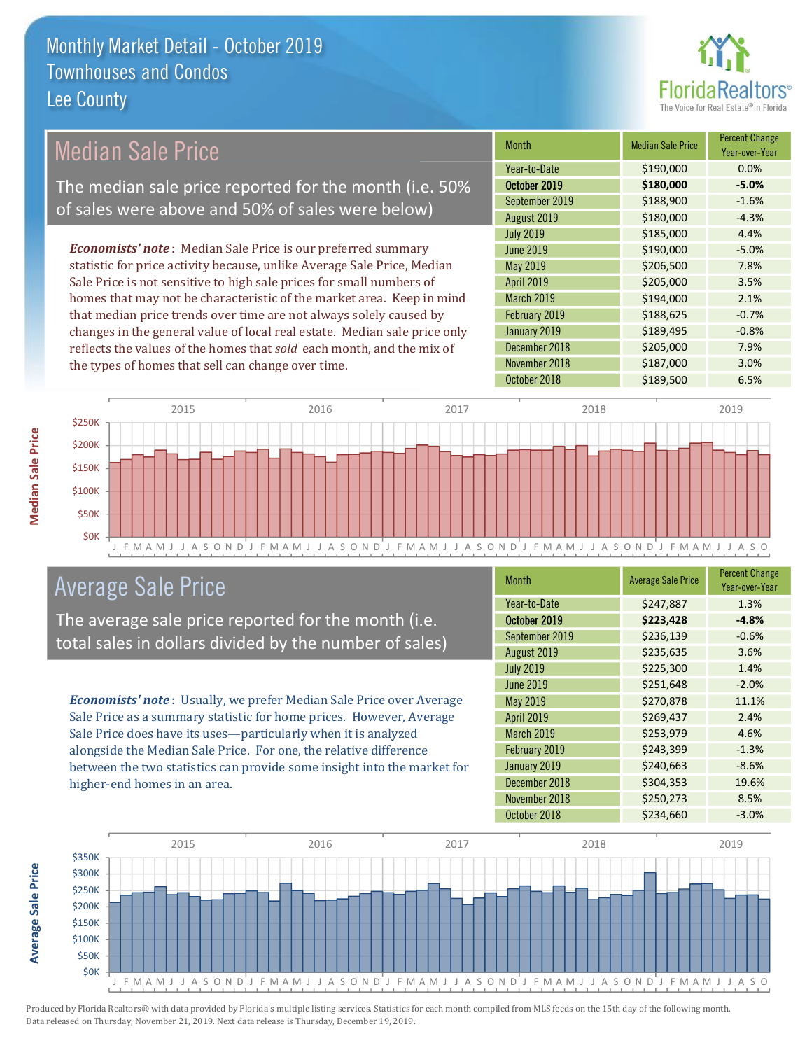# Monthly Market Detail - October 2019
## Townhouses and Condos
## Lee County

## Median Sale Price

The median sale price reported for the month (i.e. 50% of sales were above and 50% of sales were below)

*Economists' note*: Median Sale Price is our preferred summary statistic for price activity because, unlike Average Sale Price, Median Sale Price is not sensitive to high sale prices for small numbers of homes that may not be characteristic of the market area. Keep in mind that median price trends over time are not always solely caused by changes in the general value of local real estate. Median sale price only reflects the values of the homes that *sold* each month, and the mix of the types of homes that sell can change over time.

| Month | Median Sale Price | Percent Change Year-over-Year |
|---|---|---|
| Year-to-Date | $190,000 | 0.0% |
| **October 2019** | **$180,000** | **-5.0%** |
| September 2019 | $188,900 | -1.6% |
| August 2019 | $180,000 | -4.3% |
| July 2019 | $185,000 | 4.4% |
| June 2019 | $190,000 | -5.0% |
| May 2019 | $206,500 | 7.8% |
| April 2019 | $205,000 | 3.5% |
| March 2019 | $194,000 | 2.1% |
| February 2019 | $188,625 | -0.7% |
| January 2019 | $189,495 | -0.8% |
| December 2018 | $205,000 | 7.9% |
| November 2018 | $187,000 | 3.0% |
| October 2018 | $189,500 | 6.5% |

## Average Sale Price

The average sale price reported for the month (i.e. total sales in dollars divided by the number of sales)

*Economists' note*: Usually, we prefer Median Sale Price over Average Sale Price as a summary statistic for home prices. However, Average Sale Price does have its uses—particularly when it is analyzed alongside the Median Sale Price. For one, the relative difference between the two statistics can provide some insight into the market for higher-end homes in an area.

| Month | Average Sale Price | Percent Change Year-over-Year |
|---|---|---|
| Year-to-Date | $247,887 | 1.3% |
| **October 2019** | **$223,428** | **-4.8%** |
| September 2019 | $236,139 | -0.6% |
| August 2019 | $235,635 | 3.6% |
| July 2019 | $225,300 | 1.4% |
| June 2019 | $251,648 | -2.0% |
| May 2019 | $270,878 | 11.1% |
| April 2019 | $269,437 | 2.4% |
| March 2019 | $253,979 | 4.6% |
| February 2019 | $243,399 | -1.3% |
| January 2019 | $240,663 | -8.6% |
| December 2018 | $304,353 | 19.6% |
| November 2018 | $250,273 | 8.5% |
| October 2018 | $234,660 | -3.0% |

Produced by Florida Realtors® with data provided by Florida's multiple listing services. Statistics for each month compiled from MLS feeds on the 15th day of the following month. Data released on Thursday, November 21, 2019. Next data release is Thursday, December 19, 2019.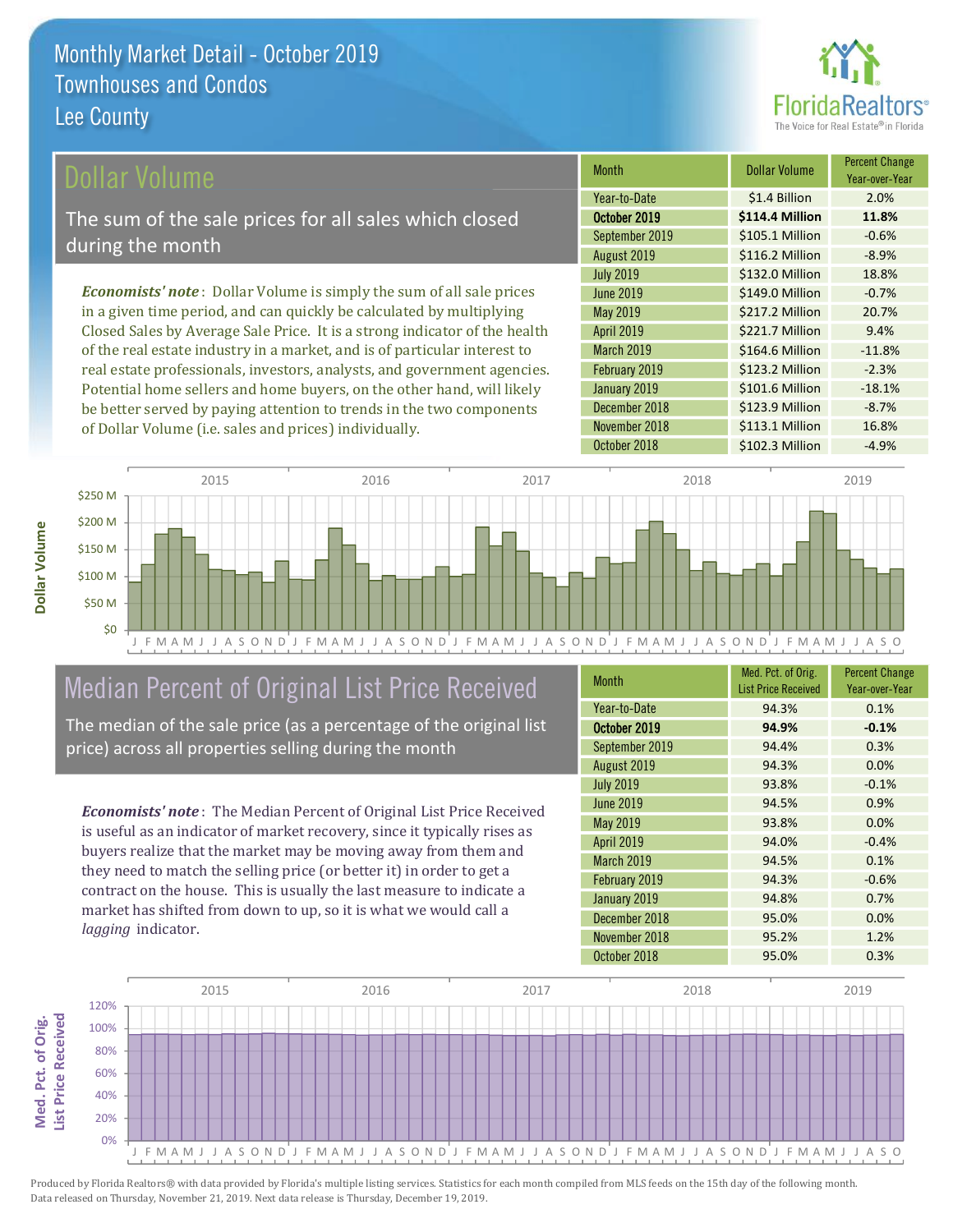# Monthly Market Detail - October 2019
## Townhouses and Condos
## Lee County

FloridaRealtors®
The Voice for Real Estate® in Florida

## Dollar Volume

The sum of the sale prices for all sales which closed during the month

***Economists' note***: Dollar Volume is simply the sum of all sale prices in a given time period, and can quickly be calculated by multiplying Closed Sales by Average Sale Price. It is a strong indicator of the health of the real estate industry in a market, and is of particular interest to real estate professionals, investors, analysts, and government agencies. Potential home sellers and home buyers, on the other hand, will likely be better served by paying attention to trends in the two components of Dollar Volume (i.e. sales and prices) individually.

| Month | Dollar Volume | Percent Change Year-over-Year |
|---|---|---|
| Year-to-Date | $1.4 Billion | 2.0% |
| **October 2019** | **$114.4 Million** | **11.8%** |
| September 2019 | $105.1 Million | -0.6% |
| August 2019 | $116.2 Million | -8.9% |
| July 2019 | $132.0 Million | 18.8% |
| June 2019 | $149.0 Million | -0.7% |
| May 2019 | $217.2 Million | 20.7% |
| April 2019 | $221.7 Million | 9.4% |
| March 2019 | $164.6 Million | -11.8% |
| February 2019 | $123.2 Million | -2.3% |
| January 2019 | $101.6 Million | -18.1% |
| December 2018 | $123.9 Million | -8.7% |
| November 2018 | $113.1 Million | 16.8% |
| October 2018 | $102.3 Million | -4.9% |

## Median Percent of Original List Price Received

The median of the sale price (as a percentage of the original list price) across all properties selling during the month

***Economists' note***: The Median Percent of Original List Price Received is useful as an indicator of market recovery, since it typically rises as buyers realize that the market may be moving away from them and they need to match the selling price (or better it) in order to get a contract on the house. This is usually the last measure to indicate a market has shifted from down to up, so it is what we would call a *lagging* indicator.

| Month | Med. Pct. of Orig. List Price Received | Percent Change Year-over-Year |
|---|---|---|
| Year-to-Date | 94.3% | 0.1% |
| **October 2019** | **94.9%** | **-0.1%** |
| September 2019 | 94.4% | 0.3% |
| August 2019 | 94.3% | 0.0% |
| July 2019 | 93.8% | -0.1% |
| June 2019 | 94.5% | 0.9% |
| May 2019 | 93.8% | 0.0% |
| April 2019 | 94.0% | -0.4% |
| March 2019 | 94.5% | 0.1% |
| February 2019 | 94.3% | -0.6% |
| January 2019 | 94.8% | 0.7% |
| December 2018 | 95.0% | 0.0% |
| November 2018 | 95.2% | 1.2% |
| October 2018 | 95.0% | 0.3% |

Produced by Florida Realtors® with data provided by Florida's multiple listing services. Statistics for each month compiled from MLS feeds on the 15th day of the following month. Data released on Thursday, November 21, 2019. Next data release is Thursday, December 19, 2019.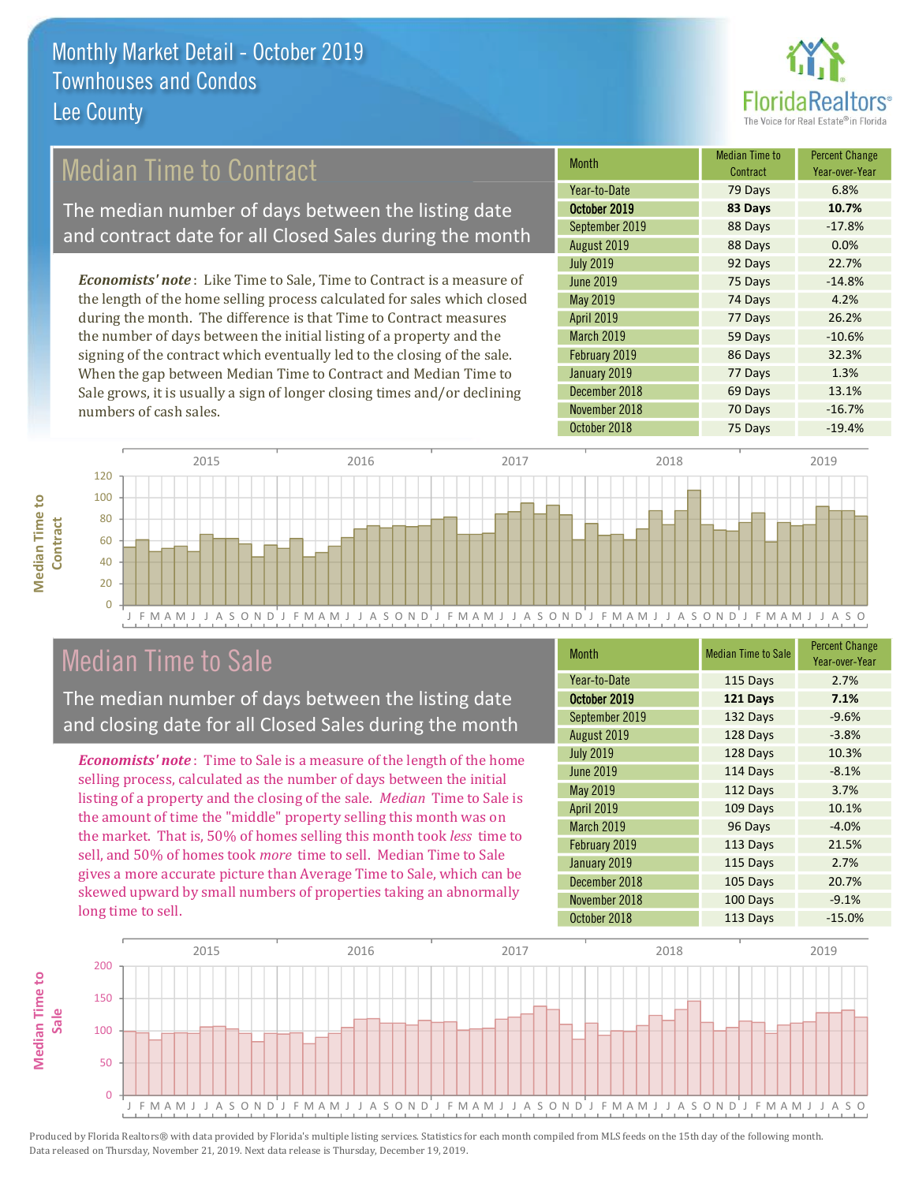# Monthly Market Detail - October 2019
## Townhouses and Condos
## Lee County

## Median Time to Contract

The median number of days between the listing date and contract date for all Closed Sales during the month

*Economists' note*: Like Time to Sale, Time to Contract is a measure of the length of the home selling process calculated for sales which closed during the month. The difference is that Time to Contract measures the number of days between the initial listing of a property and the signing of the contract which eventually led to the closing of the sale. When the gap between Median Time to Contract and Median Time to Sale grows, it is usually a sign of longer closing times and/or declining numbers of cash sales.

| Month | Median Time to Contract | Percent Change Year-over-Year |
|---|---|---|
| Year-to-Date | 79 Days | 6.8% |
| **October 2019** | **83 Days** | **10.7%** |
| September 2019 | 88 Days | -17.8% |
| August 2019 | 88 Days | 0.0% |
| July 2019 | 92 Days | 22.7% |
| June 2019 | 75 Days | -14.8% |
| May 2019 | 74 Days | 4.2% |
| April 2019 | 77 Days | 26.2% |
| March 2019 | 59 Days | -10.6% |
| February 2019 | 86 Days | 32.3% |
| January 2019 | 77 Days | 1.3% |
| December 2018 | 69 Days | 13.1% |
| November 2018 | 70 Days | -16.7% |
| October 2018 | 75 Days | -19.4% |

## Median Time to Sale

The median number of days between the listing date and closing date for all Closed Sales during the month

*Economists' note*: Time to Sale is a measure of the length of the home selling process, calculated as the number of days between the initial listing of a property and the closing of the sale. *Median* Time to Sale is the amount of time the "middle" property selling this month was on the market. That is, 50% of homes selling this month took *less* time to sell, and 50% of homes took *more* time to sell. Median Time to Sale gives a more accurate picture than Average Time to Sale, which can be skewed upward by small numbers of properties taking an abnormally long time to sell.

| Month | Median Time to Sale | Percent Change Year-over-Year |
|---|---|---|
| Year-to-Date | 115 Days | 2.7% |
| **October 2019** | **121 Days** | **7.1%** |
| September 2019 | 132 Days | -9.6% |
| August 2019 | 128 Days | -3.8% |
| July 2019 | 128 Days | 10.3% |
| June 2019 | 114 Days | -8.1% |
| May 2019 | 112 Days | 3.7% |
| April 2019 | 109 Days | 10.1% |
| March 2019 | 96 Days | -4.0% |
| February 2019 | 113 Days | 21.5% |
| January 2019 | 115 Days | 2.7% |
| December 2018 | 105 Days | 20.7% |
| November 2018 | 100 Days | -9.1% |
| October 2018 | 113 Days | -15.0% |

Produced by Florida Realtors® with data provided by Florida's multiple listing services. Statistics for each month compiled from MLS feeds on the 15th day of the following month. Data released on Thursday, November 21, 2019. Next data release is Thursday, December 19, 2019.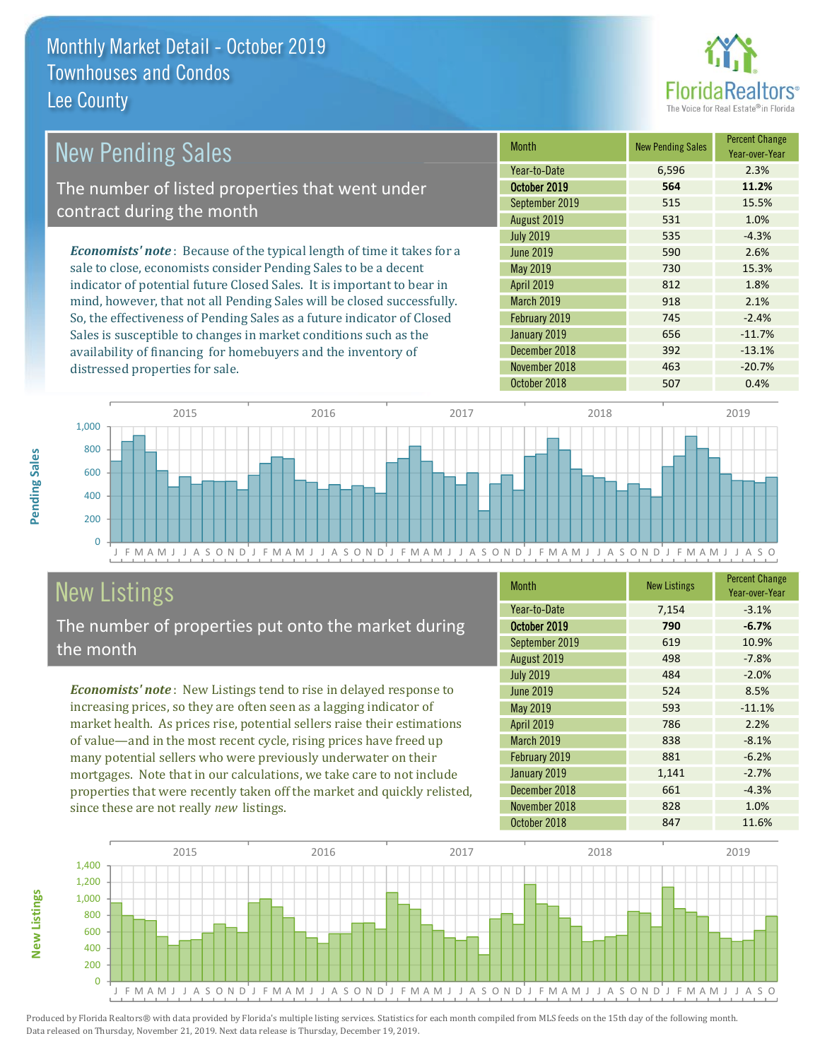# Monthly Market Detail - October 2019
## Townhouses and Condos
## Lee County

## New Pending Sales

The number of listed properties that went under contract during the month

*Economists' note*: Because of the typical length of time it takes for a sale to close, economists consider Pending Sales to be a decent indicator of potential future Closed Sales. It is important to bear in mind, however, that not all Pending Sales will be closed successfully. So, the effectiveness of Pending Sales as a future indicator of Closed Sales is susceptible to changes in market conditions such as the availability of financing for homebuyers and the inventory of distressed properties for sale.

| Month | New Pending Sales | Percent Change Year-over-Year |
|---|---|---|
| Year-to-Date | 6,596 | 2.3% |
| **October 2019** | **564** | **11.2%** |
| September 2019 | 515 | 15.5% |
| August 2019 | 531 | 1.0% |
| July 2019 | 535 | -4.3% |
| June 2019 | 590 | 2.6% |
| May 2019 | 730 | 15.3% |
| April 2019 | 812 | 1.8% |
| March 2019 | 918 | 2.1% |
| February 2019 | 745 | -2.4% |
| January 2019 | 656 | -11.7% |
| December 2018 | 392 | -13.1% |
| November 2018 | 463 | -20.7% |
| October 2018 | 507 | 0.4% |

## New Listings

The number of properties put onto the market during the month

*Economists' note*: New Listings tend to rise in delayed response to increasing prices, so they are often seen as a lagging indicator of market health. As prices rise, potential sellers raise their estimations of value—and in the most recent cycle, rising prices have freed up many potential sellers who were previously underwater on their mortgages. Note that in our calculations, we take care to not include properties that were recently taken off the market and quickly relisted, since these are not really *new* listings.

| Month | New Listings | Percent Change Year-over-Year |
|---|---|---|
| Year-to-Date | 7,154 | -3.1% |
| **October 2019** | **790** | **-6.7%** |
| September 2019 | 619 | 10.9% |
| August 2019 | 498 | -7.8% |
| July 2019 | 484 | -2.0% |
| June 2019 | 524 | 8.5% |
| May 2019 | 593 | -11.1% |
| April 2019 | 786 | 2.2% |
| March 2019 | 838 | -8.1% |
| February 2019 | 881 | -6.2% |
| January 2019 | 1,141 | -2.7% |
| December 2018 | 661 | -4.3% |
| November 2018 | 828 | 1.0% |
| October 2018 | 847 | 11.6% |

Produced by Florida Realtors® with data provided by Florida's multiple listing services. Statistics for each month compiled from MLS feeds on the 15th day of the following month. Data released on Thursday, November 21, 2019. Next data release is Thursday, December 19, 2019.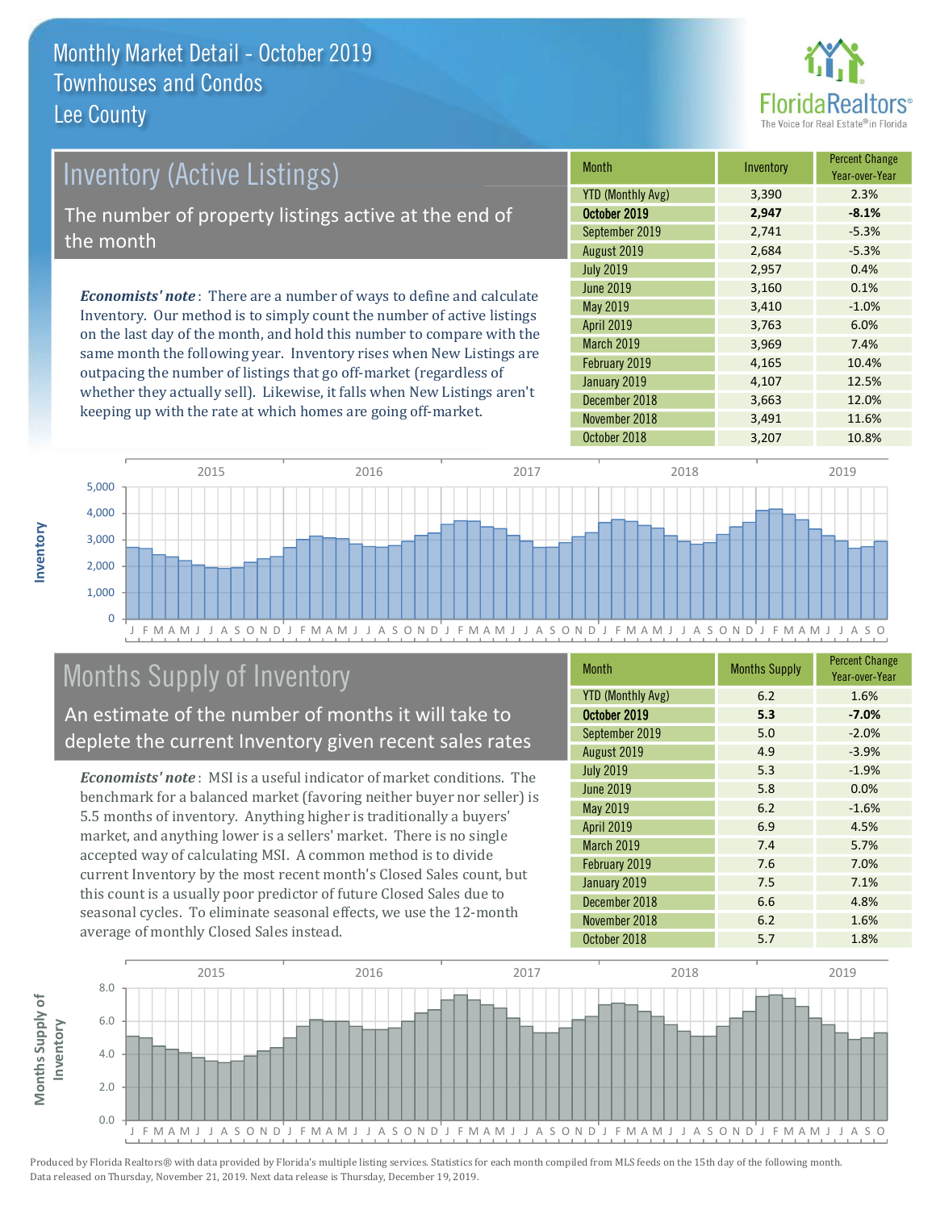# Monthly Market Detail - October 2019
## Townhouses and Condos
## Lee County

## Inventory (Active Listings)

The number of property listings active at the end of the month

***Economists' note***: There are a number of ways to define and calculate Inventory. Our method is to simply count the number of active listings on the last day of the month, and hold this number to compare with the same month the following year. Inventory rises when New Listings are outpacing the number of listings that go off-market (regardless of whether they actually sell). Likewise, it falls when New Listings aren't keeping up with the rate at which homes are going off-market.

| Month | Inventory | Percent Change Year-over-Year |
|---|---|---|
| YTD (Monthly Avg) | 3,390 | 2.3% |
| **October 2019** | **2,947** | **-8.1%** |
| September 2019 | 2,741 | -5.3% |
| August 2019 | 2,684 | -5.3% |
| July 2019 | 2,957 | 0.4% |
| June 2019 | 3,160 | 0.1% |
| May 2019 | 3,410 | -1.0% |
| April 2019 | 3,763 | 6.0% |
| March 2019 | 3,969 | 7.4% |
| February 2019 | 4,165 | 10.4% |
| January 2019 | 4,107 | 12.5% |
| December 2018 | 3,663 | 12.0% |
| November 2018 | 3,491 | 11.6% |
| October 2018 | 3,207 | 10.8% |

## Months Supply of Inventory

An estimate of the number of months it will take to deplete the current Inventory given recent sales rates

***Economists' note***: MSI is a useful indicator of market conditions. The benchmark for a balanced market (favoring neither buyer nor seller) is 5.5 months of inventory. Anything higher is traditionally a buyers' market, and anything lower is a sellers' market. There is no single accepted way of calculating MSI. A common method is to divide current Inventory by the most recent month's Closed Sales count, but this count is a usually poor predictor of future Closed Sales due to seasonal cycles. To eliminate seasonal effects, we use the 12-month average of monthly Closed Sales instead.

| Month | Months Supply | Percent Change Year-over-Year |
|---|---|---|
| YTD (Monthly Avg) | 6.2 | 1.6% |
| **October 2019** | **5.3** | **-7.0%** |
| September 2019 | 5.0 | -2.0% |
| August 2019 | 4.9 | -3.9% |
| July 2019 | 5.3 | -1.9% |
| June 2019 | 5.8 | 0.0% |
| May 2019 | 6.2 | -1.6% |
| April 2019 | 6.9 | 4.5% |
| March 2019 | 7.4 | 5.7% |
| February 2019 | 7.6 | 7.0% |
| January 2019 | 7.5 | 7.1% |
| December 2018 | 6.6 | 4.8% |
| November 2018 | 6.2 | 1.6% |
| October 2018 | 5.7 | 1.8% |

Produced by Florida Realtors® with data provided by Florida's multiple listing services. Statistics for each month compiled from MLS feeds on the 15th day of the following month. Data released on Thursday, November 21, 2019. Next data release is Thursday, December 19, 2019.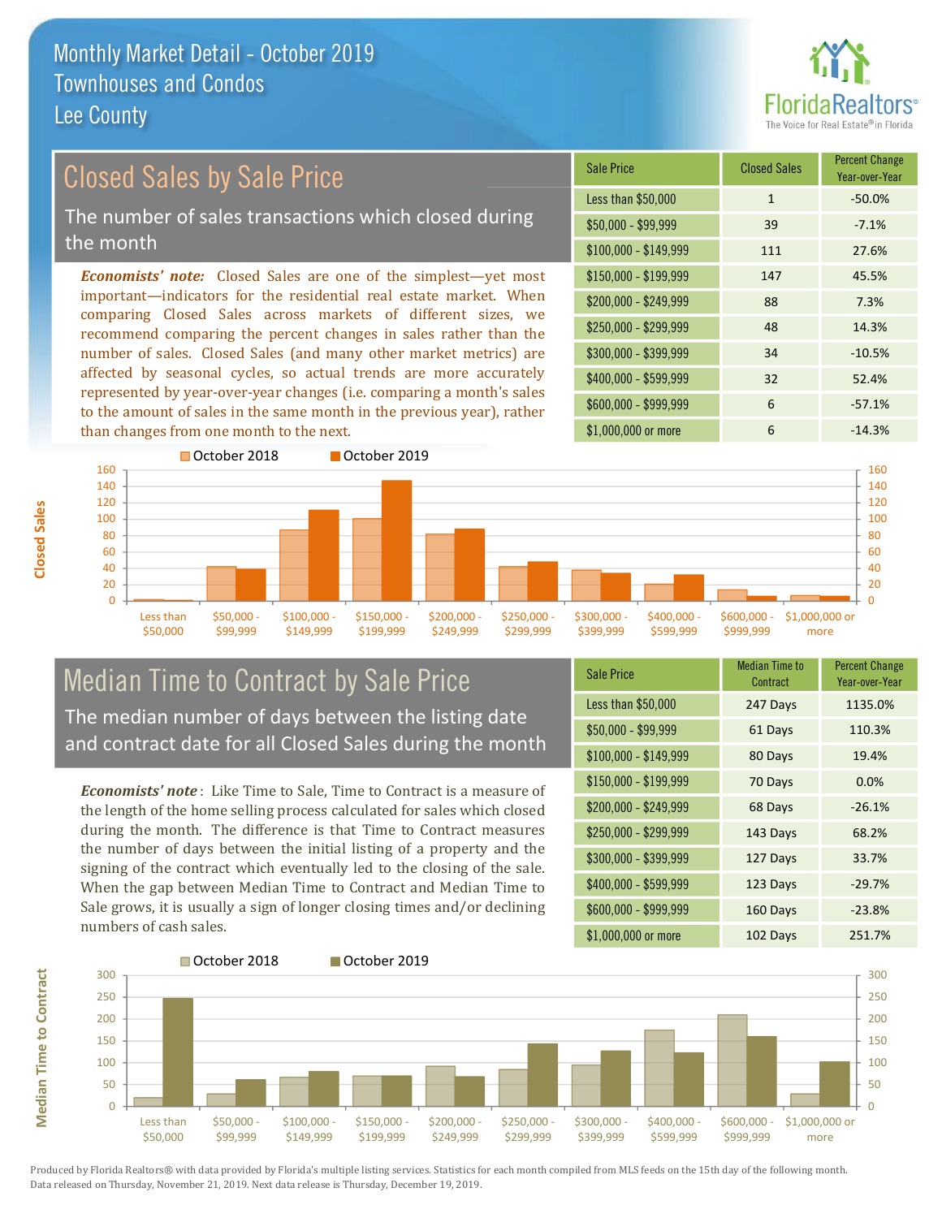# Monthly Market Detail - October 2019
## Townhouses and Condos
## Lee County

## Closed Sales by Sale Price

The number of sales transactions which closed during the month

*Economists' note:* Closed Sales are one of the simplest—yet most important—indicators for the residential real estate market. When comparing Closed Sales across markets of different sizes, we recommend comparing the percent changes in sales rather than the number of sales. Closed Sales (and many other market metrics) are affected by seasonal cycles, so actual trends are more accurately represented by year-over-year changes (i.e. comparing a month's sales to the amount of sales in the same month in the previous year), rather than changes from one month to the next.

| Sale Price | Closed Sales | Percent Change Year-over-Year |
|---|---|---|
| Less than $50,000 | 1 | -50.0% |
| $50,000 - $99,999 | 39 | -7.1% |
| $100,000 - $149,999 | 111 | 27.6% |
| $150,000 - $199,999 | 147 | 45.5% |
| $200,000 - $249,999 | 88 | 7.3% |
| $250,000 - $299,999 | 48 | 14.3% |
| $300,000 - $399,999 | 34 | -10.5% |
| $400,000 - $599,999 | 32 | 52.4% |
| $600,000 - $999,999 | 6 | -57.1% |
| $1,000,000 or more | 6 | -14.3% |

## Median Time to Contract by Sale Price

The median number of days between the listing date and contract date for all Closed Sales during the month

*Economists' note*: Like Time to Sale, Time to Contract is a measure of the length of the home selling process calculated for sales which closed during the month. The difference is that Time to Contract measures the number of days between the initial listing of a property and the signing of the contract which eventually led to the closing of the sale. When the gap between Median Time to Contract and Median Time to Sale grows, it is usually a sign of longer closing times and/or declining numbers of cash sales.

| Sale Price | Median Time to Contract | Percent Change Year-over-Year |
|---|---|---|
| Less than $50,000 | 247 Days | 1135.0% |
| $50,000 - $99,999 | 61 Days | 110.3% |
| $100,000 - $149,999 | 80 Days | 19.4% |
| $150,000 - $199,999 | 70 Days | 0.0% |
| $200,000 - $249,999 | 68 Days | -26.1% |
| $250,000 - $299,999 | 143 Days | 68.2% |
| $300,000 - $399,999 | 127 Days | 33.7% |
| $400,000 - $599,999 | 123 Days | -29.7% |
| $600,000 - $999,999 | 160 Days | -23.8% |
| $1,000,000 or more | 102 Days | 251.7% |

Produced by Florida Realtors® with data provided by Florida's multiple listing services. Statistics for each month compiled from MLS feeds on the 15th day of the following month. Data released on Thursday, November 21, 2019. Next data release is Thursday, December 19, 2019.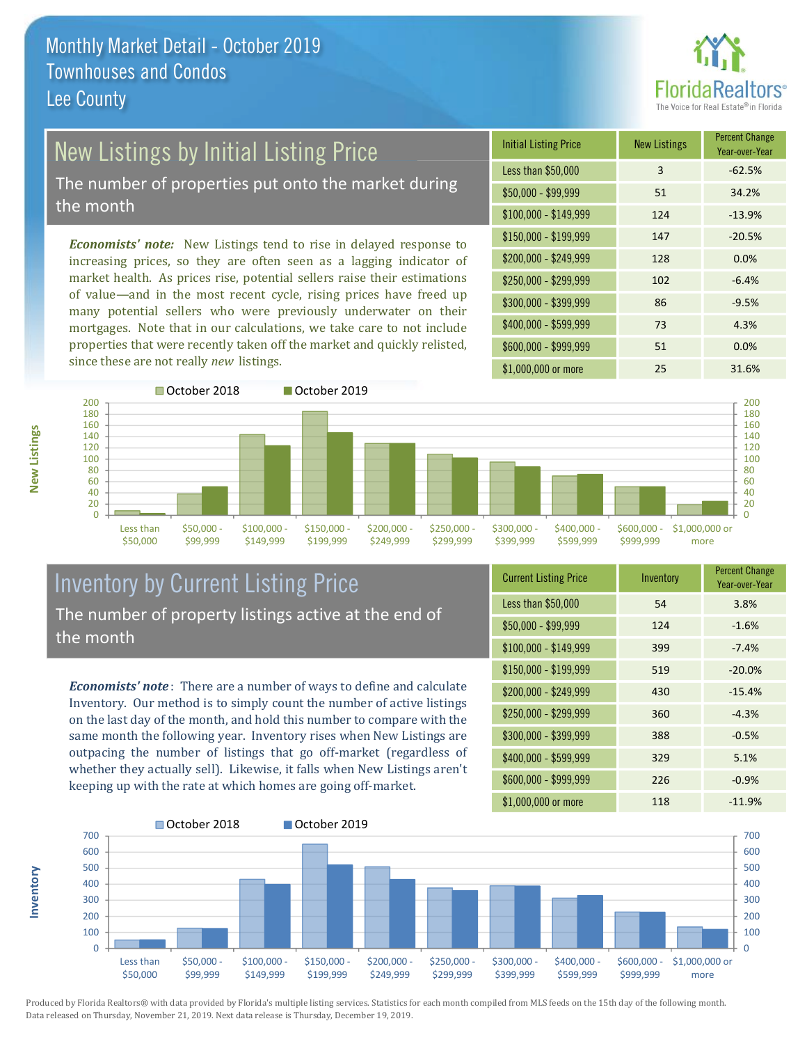# Monthly Market Detail - October 2019
## Townhouses and Condos
## Lee County

## New Listings by Initial Listing Price

The number of properties put onto the market during the month

***Economists' note:*** New Listings tend to rise in delayed response to increasing prices, so they are often seen as a lagging indicator of market health. As prices rise, potential sellers raise their estimations of value—and in the most recent cycle, rising prices have freed up many potential sellers who were previously underwater on their mortgages. Note that in our calculations, we take care to not include properties that were recently taken off the market and quickly relisted, since these are not really *new* listings.

| Initial Listing Price | New Listings | Percent Change Year-over-Year |
|---|---|---|
| Less than $50,000 | 3 | -62.5% |
| $50,000 - $99,999 | 51 | 34.2% |
| $100,000 - $149,999 | 124 | -13.9% |
| $150,000 - $199,999 | 147 | -20.5% |
| $200,000 - $249,999 | 128 | 0.0% |
| $250,000 - $299,999 | 102 | -6.4% |
| $300,000 - $399,999 | 86 | -9.5% |
| $400,000 - $599,999 | 73 | 4.3% |
| $600,000 - $999,999 | 51 | 0.0% |
| $1,000,000 or more | 25 | 31.6% |

## Inventory by Current Listing Price

The number of property listings active at the end of the month

***Economists' note*** : There are a number of ways to define and calculate Inventory. Our method is to simply count the number of active listings on the last day of the month, and hold this number to compare with the same month the following year. Inventory rises when New Listings are outpacing the number of listings that go off-market (regardless of whether they actually sell). Likewise, it falls when New Listings aren't keeping up with the rate at which homes are going off-market.

| Current Listing Price | Inventory | Percent Change Year-over-Year |
|---|---|---|
| Less than $50,000 | 54 | 3.8% |
| $50,000 - $99,999 | 124 | -1.6% |
| $100,000 - $149,999 | 399 | -7.4% |
| $150,000 - $199,999 | 519 | -20.0% |
| $200,000 - $249,999 | 430 | -15.4% |
| $250,000 - $299,999 | 360 | -4.3% |
| $300,000 - $399,999 | 388 | -0.5% |
| $400,000 - $599,999 | 329 | 5.1% |
| $600,000 - $999,999 | 226 | -0.9% |
| $1,000,000 or more | 118 | -11.9% |

Produced by Florida Realtors® with data provided by Florida's multiple listing services. Statistics for each month compiled from MLS feeds on the 15th day of the following month. Data released on Thursday, November 21, 2019. Next data release is Thursday, December 19, 2019.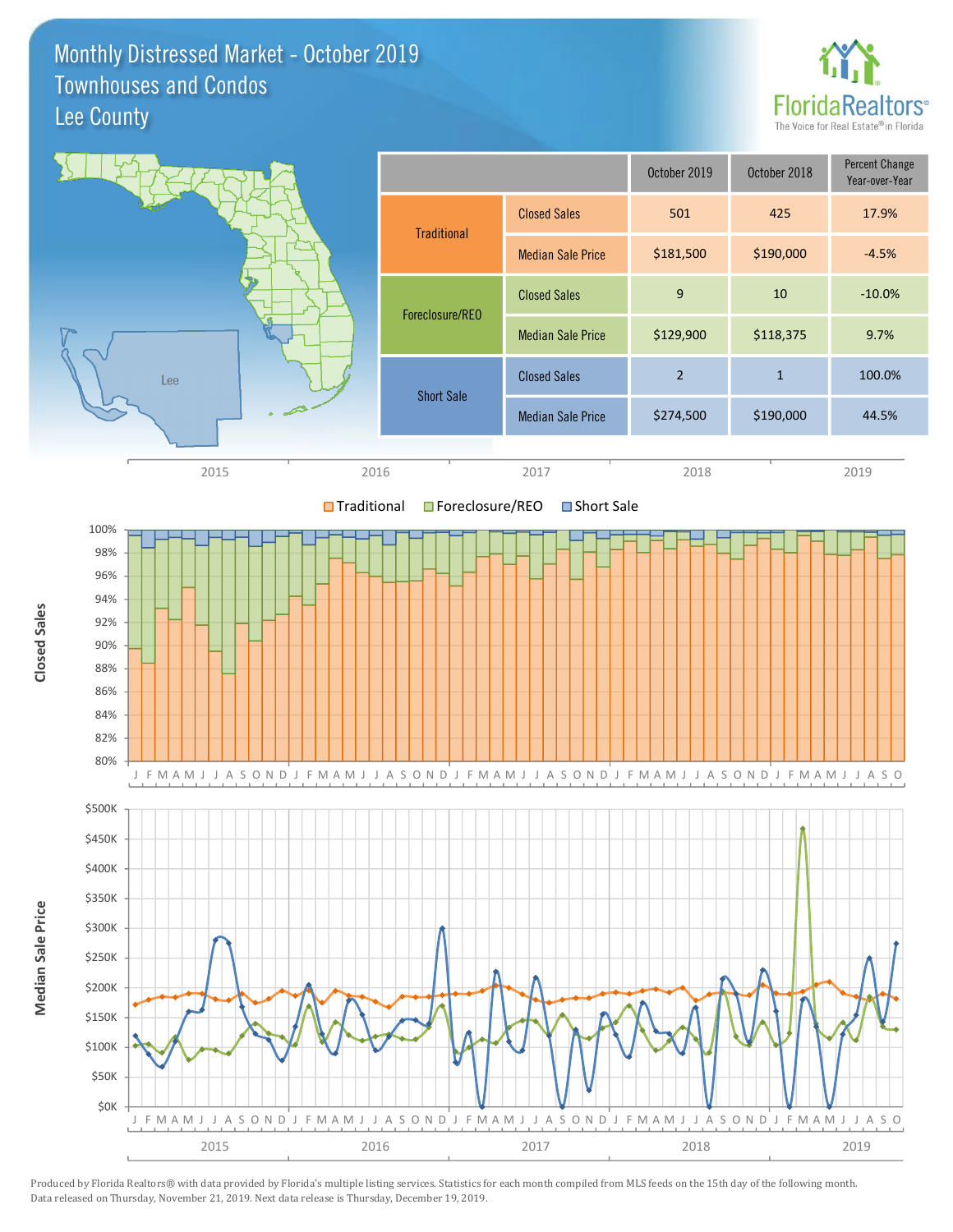# Monthly Distressed Market - October 2019
## Townhouses and Condos
## Lee County

Lee

| | | October 2019 | October 2018 | Percent Change Year-over-Year |
|---|---|---|---|---|
| Traditional | Closed Sales | 501 | 425 | 17.9% |
| | Median Sale Price | $181,500 | $190,000 | -4.5% |
| Foreclosure/REO | Closed Sales | 9 | 10 | -10.0% |
| | Median Sale Price | $129,900 | $118,375 | 9.7% |
| Short Sale | Closed Sales | 2 | 1 | 100.0% |
| | Median Sale Price | $274,500 | $190,000 | 44.5% |

2015 2016 2017 2018 2019

Traditional Foreclosure/REO Short Sale

Closed Sales

100% 98% 96% 94% 92% 90% 88% 86% 84% 82% 80%

J F M A M J J A S O N D J F M A M J J A S O N D J F M A M J J A S O N D J F M A M J J A S O N D J F M A M J J A S O

Median Sale Price

$500K $450K $400K $350K $300K $250K $200K $150K $100K $50K $0K

J F M A M J J A S O N D J F M A M J J A S O N D J F M A M J J A S O N D J F M A M J J A S O N D J F M A M J J A S O

2015 2016 2017 2018 2019

Produced by Florida Realtors® with data provided by Florida's multiple listing services. Statistics for each month compiled from MLS feeds on the 15th day of the following month. Data released on Thursday, November 21, 2019. Next data release is Thursday, December 19, 2019.